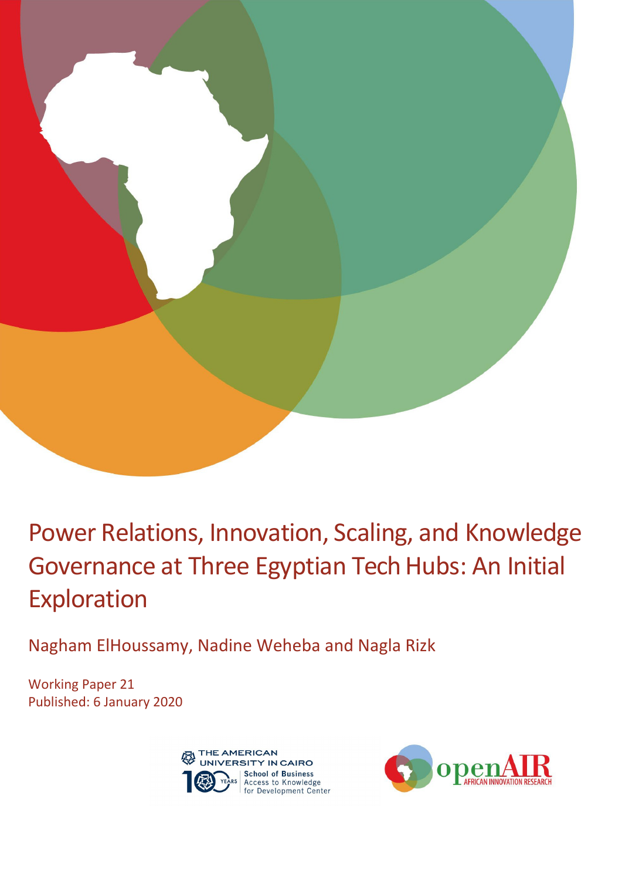# Power Relations, Innovation, Scaling, and Knowledge Governance at Three Egyptian Tech Hubs: An Initial Exploration

Nagham ElHoussamy, Nadine Weheba and Nagla Rizk

Working Paper 21
Published: 6 January 2020

THE AMERICAN UNIVERSITY IN CAIRO
100 YEARS
School of Business
Access to Knowledge for Development Center

openAIR
AFRICAN INNOVATION RESEARCH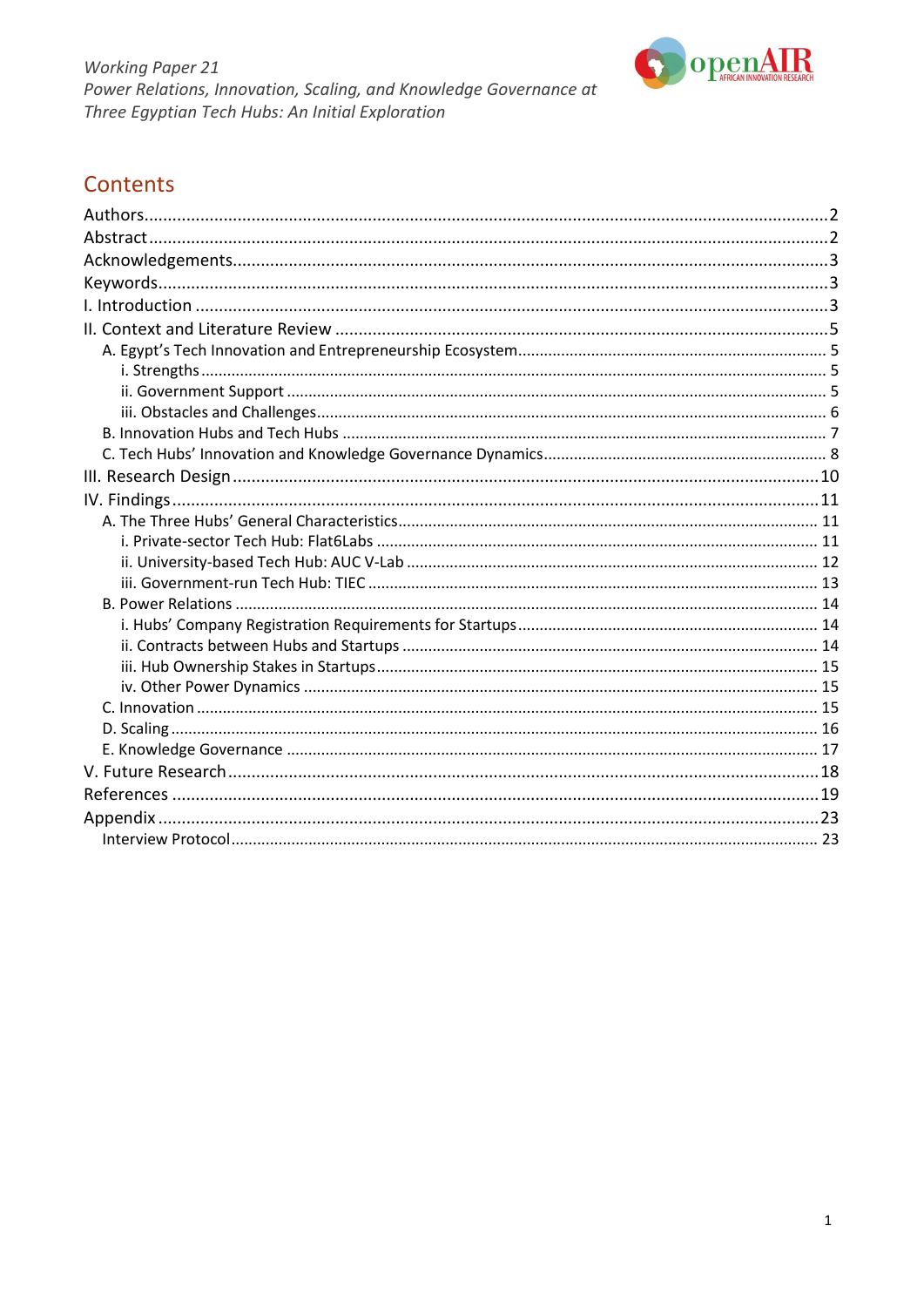## Contents

- Authors ........ 2
- Abstract ........ 2
- Acknowledgements ........ 3
- Keywords ........ 3
- I. Introduction ........ 3
- II. Context and Literature Review ........ 5
  - A. Egypt's Tech Innovation and Entrepreneurship Ecosystem ........ 5
    - i. Strengths ........ 5
    - ii. Government Support ........ 5
    - iii. Obstacles and Challenges ........ 6
  - B. Innovation Hubs and Tech Hubs ........ 7
  - C. Tech Hubs' Innovation and Knowledge Governance Dynamics ........ 8
- III. Research Design ........ 10
- IV. Findings ........ 11
  - A. The Three Hubs' General Characteristics ........ 11
    - i. Private-sector Tech Hub: Flat6Labs ........ 11
    - ii. University-based Tech Hub: AUC V-Lab ........ 12
    - iii. Government-run Tech Hub: TIEC ........ 13
  - B. Power Relations ........ 14
    - i. Hubs' Company Registration Requirements for Startups ........ 14
    - ii. Contracts between Hubs and Startups ........ 14
    - iii. Hub Ownership Stakes in Startups ........ 15
    - iv. Other Power Dynamics ........ 15
  - C. Innovation ........ 15
  - D. Scaling ........ 16
  - E. Knowledge Governance ........ 17
- V. Future Research ........ 18
- References ........ 19
- Appendix ........ 23
  - Interview Protocol ........ 23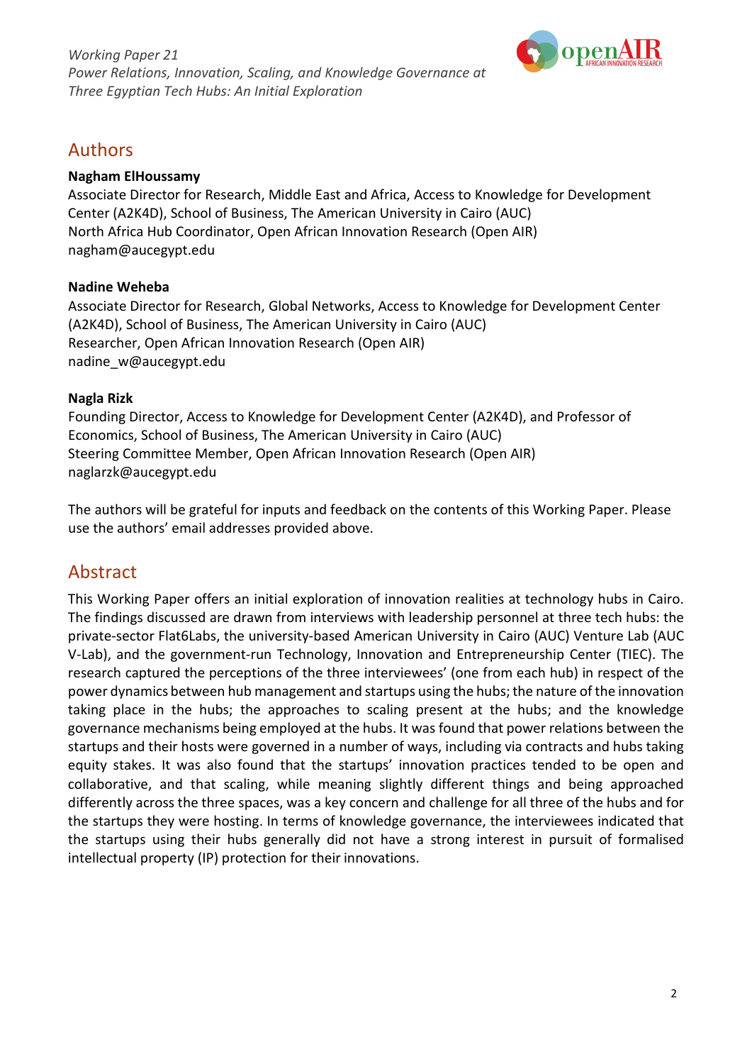## Authors

**Nagham ElHoussamy**
Associate Director for Research, Middle East and Africa, Access to Knowledge for Development Center (A2K4D), School of Business, The American University in Cairo (AUC)
North Africa Hub Coordinator, Open African Innovation Research (Open AIR)
nagham@aucegypt.edu

**Nadine Weheba**
Associate Director for Research, Global Networks, Access to Knowledge for Development Center (A2K4D), School of Business, The American University in Cairo (AUC)
Researcher, Open African Innovation Research (Open AIR)
nadine_w@aucegypt.edu

**Nagla Rizk**
Founding Director, Access to Knowledge for Development Center (A2K4D), and Professor of Economics, School of Business, The American University in Cairo (AUC)
Steering Committee Member, Open African Innovation Research (Open AIR)
naglarzk@aucegypt.edu

The authors will be grateful for inputs and feedback on the contents of this Working Paper. Please use the authors' email addresses provided above.

## Abstract

This Working Paper offers an initial exploration of innovation realities at technology hubs in Cairo. The findings discussed are drawn from interviews with leadership personnel at three tech hubs: the private-sector Flat6Labs, the university-based American University in Cairo (AUC) Venture Lab (AUC V-Lab), and the government-run Technology, Innovation and Entrepreneurship Center (TIEC). The research captured the perceptions of the three interviewees' (one from each hub) in respect of the power dynamics between hub management and startups using the hubs; the nature of the innovation taking place in the hubs; the approaches to scaling present at the hubs; and the knowledge governance mechanisms being employed at the hubs. It was found that power relations between the startups and their hosts were governed in a number of ways, including via contracts and hubs taking equity stakes. It was also found that the startups' innovation practices tended to be open and collaborative, and that scaling, while meaning slightly different things and being approached differently across the three spaces, was a key concern and challenge for all three of the hubs and for the startups they were hosting. In terms of knowledge governance, the interviewees indicated that the startups using their hubs generally did not have a strong interest in pursuit of formalised intellectual property (IP) protection for their innovations.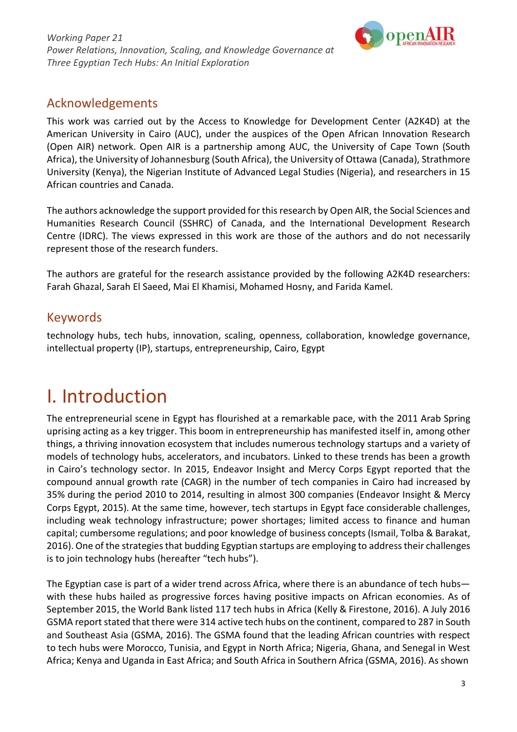## Acknowledgements

This work was carried out by the Access to Knowledge for Development Center (A2K4D) at the American University in Cairo (AUC), under the auspices of the Open African Innovation Research (Open AIR) network. Open AIR is a partnership among AUC, the University of Cape Town (South Africa), the University of Johannesburg (South Africa), the University of Ottawa (Canada), Strathmore University (Kenya), the Nigerian Institute of Advanced Legal Studies (Nigeria), and researchers in 15 African countries and Canada.

The authors acknowledge the support provided for this research by Open AIR, the Social Sciences and Humanities Research Council (SSHRC) of Canada, and the International Development Research Centre (IDRC). The views expressed in this work are those of the authors and do not necessarily represent those of the research funders.

The authors are grateful for the research assistance provided by the following A2K4D researchers: Farah Ghazal, Sarah El Saeed, Mai El Khamisi, Mohamed Hosny, and Farida Kamel.

## Keywords

technology hubs, tech hubs, innovation, scaling, openness, collaboration, knowledge governance, intellectual property (IP), startups, entrepreneurship, Cairo, Egypt

# I. Introduction

The entrepreneurial scene in Egypt has flourished at a remarkable pace, with the 2011 Arab Spring uprising acting as a key trigger. This boom in entrepreneurship has manifested itself in, among other things, a thriving innovation ecosystem that includes numerous technology startups and a variety of models of technology hubs, accelerators, and incubators. Linked to these trends has been a growth in Cairo's technology sector. In 2015, Endeavor Insight and Mercy Corps Egypt reported that the compound annual growth rate (CAGR) in the number of tech companies in Cairo had increased by 35% during the period 2010 to 2014, resulting in almost 300 companies (Endeavor Insight & Mercy Corps Egypt, 2015). At the same time, however, tech startups in Egypt face considerable challenges, including weak technology infrastructure; power shortages; limited access to finance and human capital; cumbersome regulations; and poor knowledge of business concepts (Ismail, Tolba & Barakat, 2016). One of the strategies that budding Egyptian startups are employing to address their challenges is to join technology hubs (hereafter "tech hubs").

The Egyptian case is part of a wider trend across Africa, where there is an abundance of tech hubs—with these hubs hailed as progressive forces having positive impacts on African economies. As of September 2015, the World Bank listed 117 tech hubs in Africa (Kelly & Firestone, 2016). A July 2016 GSMA report stated that there were 314 active tech hubs on the continent, compared to 287 in South and Southeast Asia (GSMA, 2016). The GSMA found that the leading African countries with respect to tech hubs were Morocco, Tunisia, and Egypt in North Africa; Nigeria, Ghana, and Senegal in West Africa; Kenya and Uganda in East Africa; and South Africa in Southern Africa (GSMA, 2016). As shown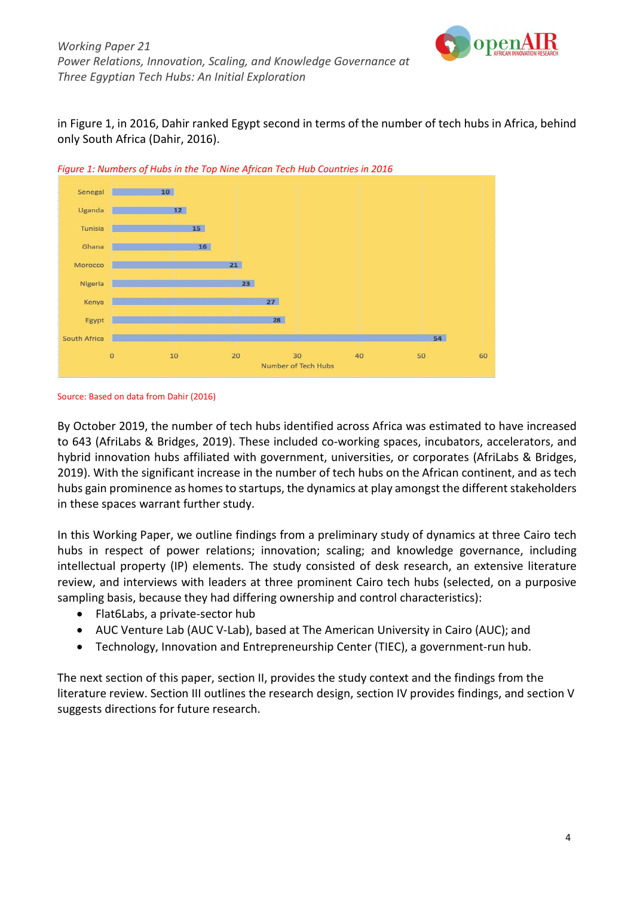in Figure 1, in 2016, Dahir ranked Egypt second in terms of the number of tech hubs in Africa, behind only South Africa (Dahir, 2016).

*Figure 1: Numbers of Hubs in the Top Nine African Tech Hub Countries in 2016*

Senegal 10
Uganda 12
Tunisia 15
Ghana 16
Morocco 21
Nigeria 23
Kenya 27
Egypt 28
South Africa 54

0 10 20 30 40 50 60

Number of Tech Hubs

Source: Based on data from Dahir (2016)

By October 2019, the number of tech hubs identified across Africa was estimated to have increased to 643 (AfriLabs & Bridges, 2019). These included co-working spaces, incubators, accelerators, and hybrid innovation hubs affiliated with government, universities, or corporates (AfriLabs & Bridges, 2019). With the significant increase in the number of tech hubs on the African continent, and as tech hubs gain prominence as homes to startups, the dynamics at play amongst the different stakeholders in these spaces warrant further study.

In this Working Paper, we outline findings from a preliminary study of dynamics at three Cairo tech hubs in respect of power relations; innovation; scaling; and knowledge governance, including intellectual property (IP) elements. The study consisted of desk research, an extensive literature review, and interviews with leaders at three prominent Cairo tech hubs (selected, on a purposive sampling basis, because they had differing ownership and control characteristics):

- Flat6Labs, a private-sector hub
- AUC Venture Lab (AUC V-Lab), based at The American University in Cairo (AUC); and
- Technology, Innovation and Entrepreneurship Center (TIEC), a government-run hub.

The next section of this paper, section II, provides the study context and the findings from the literature review. Section III outlines the research design, section IV provides findings, and section V suggests directions for future research.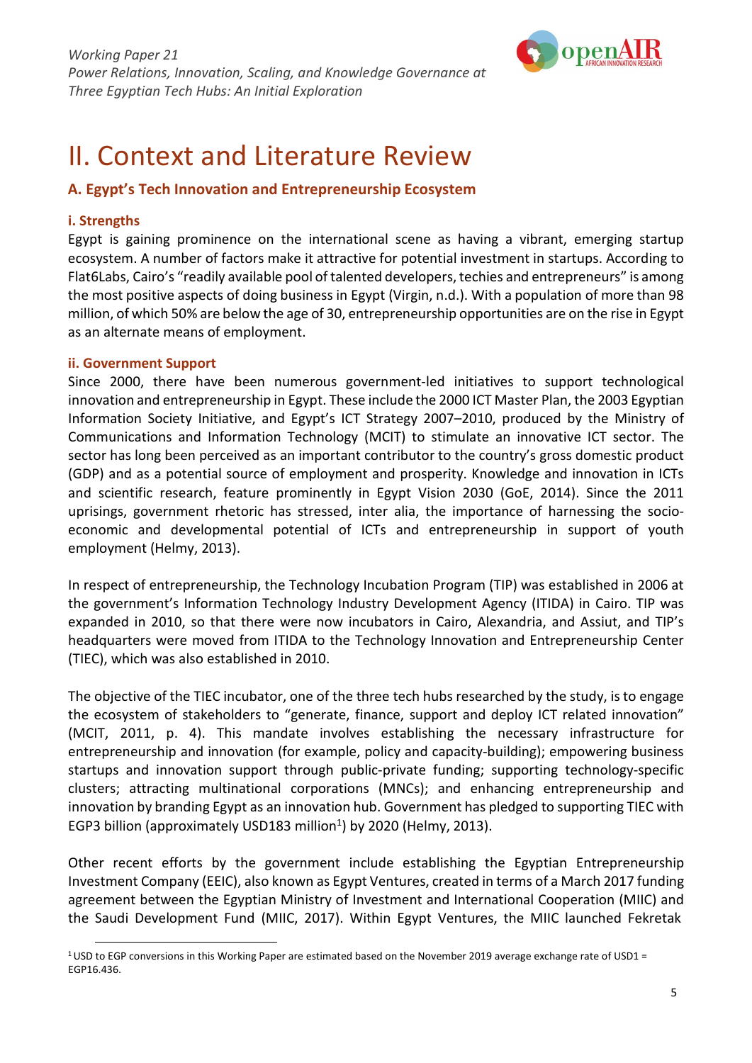# II. Context and Literature Review

## A. Egypt's Tech Innovation and Entrepreneurship Ecosystem

### i. Strengths

Egypt is gaining prominence on the international scene as having a vibrant, emerging startup ecosystem. A number of factors make it attractive for potential investment in startups. According to Flat6Labs, Cairo's "readily available pool of talented developers, techies and entrepreneurs" is among the most positive aspects of doing business in Egypt (Virgin, n.d.). With a population of more than 98 million, of which 50% are below the age of 30, entrepreneurship opportunities are on the rise in Egypt as an alternate means of employment.

### ii. Government Support

Since 2000, there have been numerous government-led initiatives to support technological innovation and entrepreneurship in Egypt. These include the 2000 ICT Master Plan, the 2003 Egyptian Information Society Initiative, and Egypt's ICT Strategy 2007–2010, produced by the Ministry of Communications and Information Technology (MCIT) to stimulate an innovative ICT sector. The sector has long been perceived as an important contributor to the country's gross domestic product (GDP) and as a potential source of employment and prosperity. Knowledge and innovation in ICTs and scientific research, feature prominently in Egypt Vision 2030 (GoE, 2014). Since the 2011 uprisings, government rhetoric has stressed, inter alia, the importance of harnessing the socio-economic and developmental potential of ICTs and entrepreneurship in support of youth employment (Helmy, 2013).

In respect of entrepreneurship, the Technology Incubation Program (TIP) was established in 2006 at the government's Information Technology Industry Development Agency (ITIDA) in Cairo. TIP was expanded in 2010, so that there were now incubators in Cairo, Alexandria, and Assiut, and TIP's headquarters were moved from ITIDA to the Technology Innovation and Entrepreneurship Center (TIEC), which was also established in 2010.

The objective of the TIEC incubator, one of the three tech hubs researched by the study, is to engage the ecosystem of stakeholders to "generate, finance, support and deploy ICT related innovation" (MCIT, 2011, p. 4). This mandate involves establishing the necessary infrastructure for entrepreneurship and innovation (for example, policy and capacity-building); empowering business startups and innovation support through public-private funding; supporting technology-specific clusters; attracting multinational corporations (MNCs); and enhancing entrepreneurship and innovation by branding Egypt as an innovation hub. Government has pledged to supporting TIEC with EGP3 billion (approximately USD183 million[1]) by 2020 (Helmy, 2013).

Other recent efforts by the government include establishing the Egyptian Entrepreneurship Investment Company (EEIC), also known as Egypt Ventures, created in terms of a March 2017 funding agreement between the Egyptian Ministry of Investment and International Cooperation (MIIC) and the Saudi Development Fund (MIIC, 2017). Within Egypt Ventures, the MIIC launched Fekretak

[1] USD to EGP conversions in this Working Paper are estimated based on the November 2019 average exchange rate of USD1 = EGP16.436.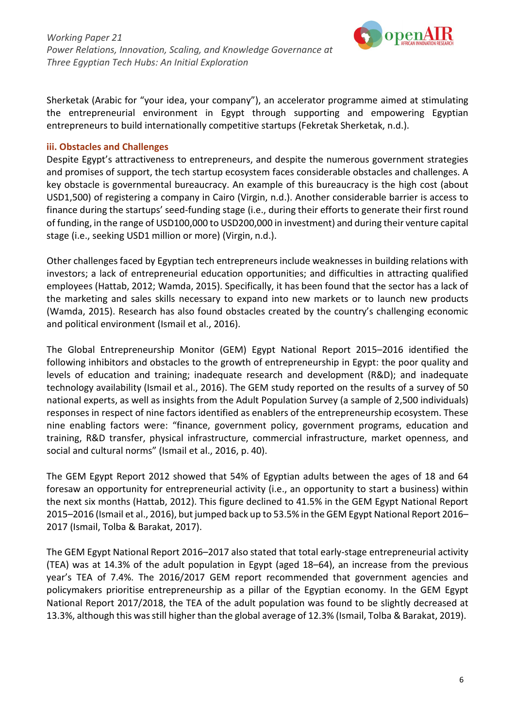Sherketak (Arabic for "your idea, your company"), an accelerator programme aimed at stimulating the entrepreneurial environment in Egypt through supporting and empowering Egyptian entrepreneurs to build internationally competitive startups (Fekretak Sherketak, n.d.).

### iii. Obstacles and Challenges

Despite Egypt's attractiveness to entrepreneurs, and despite the numerous government strategies and promises of support, the tech startup ecosystem faces considerable obstacles and challenges. A key obstacle is governmental bureaucracy. An example of this bureaucracy is the high cost (about USD1,500) of registering a company in Cairo (Virgin, n.d.). Another considerable barrier is access to finance during the startups' seed-funding stage (i.e., during their efforts to generate their first round of funding, in the range of USD100,000 to USD200,000 in investment) and during their venture capital stage (i.e., seeking USD1 million or more) (Virgin, n.d.).

Other challenges faced by Egyptian tech entrepreneurs include weaknesses in building relations with investors; a lack of entrepreneurial education opportunities; and difficulties in attracting qualified employees (Hattab, 2012; Wamda, 2015). Specifically, it has been found that the sector has a lack of the marketing and sales skills necessary to expand into new markets or to launch new products (Wamda, 2015). Research has also found obstacles created by the country's challenging economic and political environment (Ismail et al., 2016).

The Global Entrepreneurship Monitor (GEM) Egypt National Report 2015–2016 identified the following inhibitors and obstacles to the growth of entrepreneurship in Egypt: the poor quality and levels of education and training; inadequate research and development (R&D); and inadequate technology availability (Ismail et al., 2016). The GEM study reported on the results of a survey of 50 national experts, as well as insights from the Adult Population Survey (a sample of 2,500 individuals) responses in respect of nine factors identified as enablers of the entrepreneurship ecosystem. These nine enabling factors were: "finance, government policy, government programs, education and training, R&D transfer, physical infrastructure, commercial infrastructure, market openness, and social and cultural norms" (Ismail et al., 2016, p. 40).

The GEM Egypt Report 2012 showed that 54% of Egyptian adults between the ages of 18 and 64 foresaw an opportunity for entrepreneurial activity (i.e., an opportunity to start a business) within the next six months (Hattab, 2012). This figure declined to 41.5% in the GEM Egypt National Report 2015–2016 (Ismail et al., 2016), but jumped back up to 53.5% in the GEM Egypt National Report 2016–2017 (Ismail, Tolba & Barakat, 2017).

The GEM Egypt National Report 2016–2017 also stated that total early-stage entrepreneurial activity (TEA) was at 14.3% of the adult population in Egypt (aged 18–64), an increase from the previous year's TEA of 7.4%. The 2016/2017 GEM report recommended that government agencies and policymakers prioritise entrepreneurship as a pillar of the Egyptian economy. In the GEM Egypt National Report 2017/2018, the TEA of the adult population was found to be slightly decreased at 13.3%, although this was still higher than the global average of 12.3% (Ismail, Tolba & Barakat, 2019).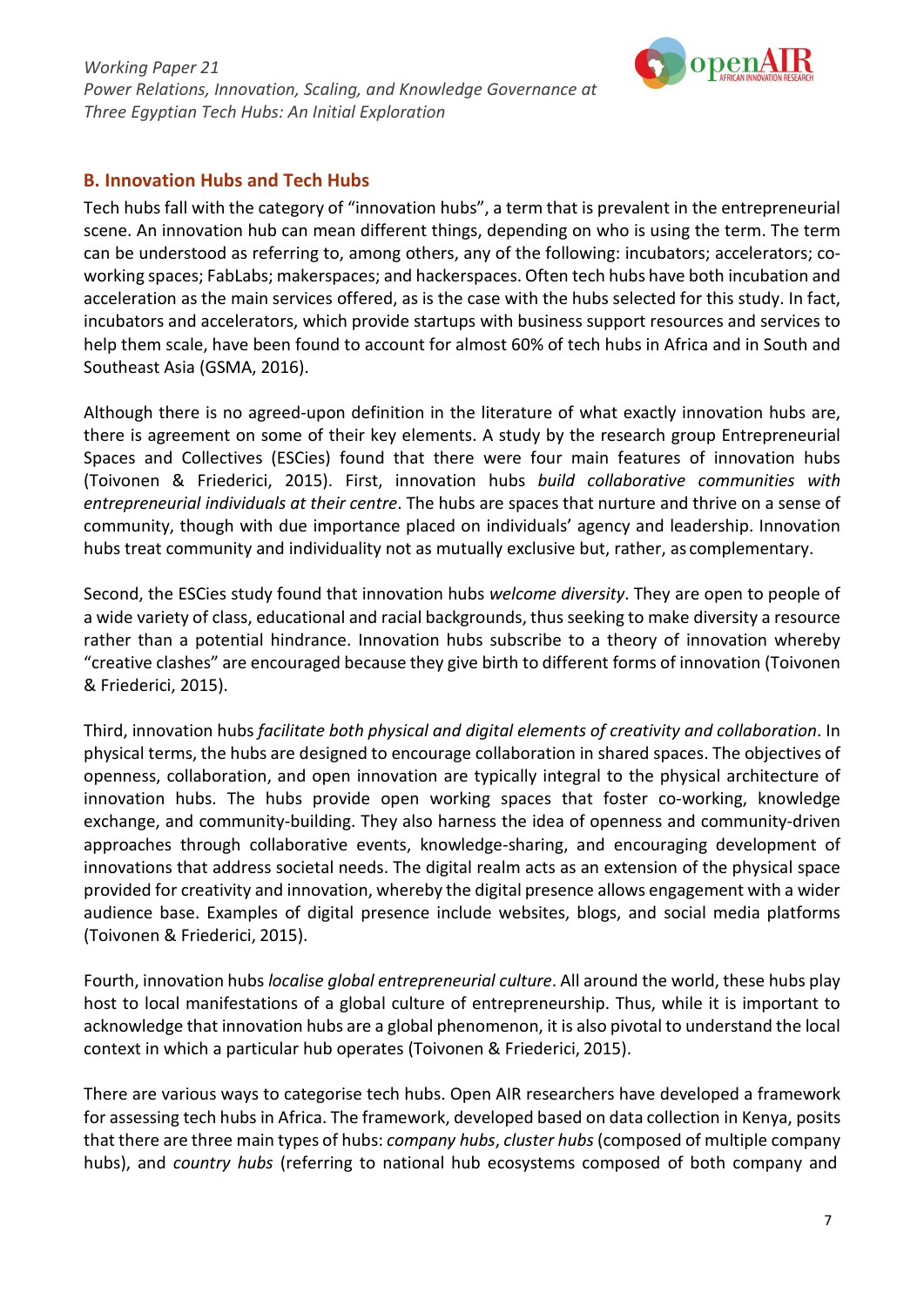## B. Innovation Hubs and Tech Hubs

Tech hubs fall with the category of "innovation hubs", a term that is prevalent in the entrepreneurial scene. An innovation hub can mean different things, depending on who is using the term. The term can be understood as referring to, among others, any of the following: incubators; accelerators; co-working spaces; FabLabs; makerspaces; and hackerspaces. Often tech hubs have both incubation and acceleration as the main services offered, as is the case with the hubs selected for this study. In fact, incubators and accelerators, which provide startups with business support resources and services to help them scale, have been found to account for almost 60% of tech hubs in Africa and in South and Southeast Asia (GSMA, 2016).

Although there is no agreed-upon definition in the literature of what exactly innovation hubs are, there is agreement on some of their key elements. A study by the research group Entrepreneurial Spaces and Collectives (ESCies) found that there were four main features of innovation hubs (Toivonen & Friederici, 2015). First, innovation hubs *build collaborative communities with entrepreneurial individuals at their centre*. The hubs are spaces that nurture and thrive on a sense of community, though with due importance placed on individuals' agency and leadership. Innovation hubs treat community and individuality not as mutually exclusive but, rather, as complementary.

Second, the ESCies study found that innovation hubs *welcome diversity*. They are open to people of a wide variety of class, educational and racial backgrounds, thus seeking to make diversity a resource rather than a potential hindrance. Innovation hubs subscribe to a theory of innovation whereby "creative clashes" are encouraged because they give birth to different forms of innovation (Toivonen & Friederici, 2015).

Third, innovation hubs *facilitate both physical and digital elements of creativity and collaboration*. In physical terms, the hubs are designed to encourage collaboration in shared spaces. The objectives of openness, collaboration, and open innovation are typically integral to the physical architecture of innovation hubs. The hubs provide open working spaces that foster co-working, knowledge exchange, and community-building. They also harness the idea of openness and community-driven approaches through collaborative events, knowledge-sharing, and encouraging development of innovations that address societal needs. The digital realm acts as an extension of the physical space provided for creativity and innovation, whereby the digital presence allows engagement with a wider audience base. Examples of digital presence include websites, blogs, and social media platforms (Toivonen & Friederici, 2015).

Fourth, innovation hubs *localise global entrepreneurial culture*. All around the world, these hubs play host to local manifestations of a global culture of entrepreneurship. Thus, while it is important to acknowledge that innovation hubs are a global phenomenon, it is also pivotal to understand the local context in which a particular hub operates (Toivonen & Friederici, 2015).

There are various ways to categorise tech hubs. Open AIR researchers have developed a framework for assessing tech hubs in Africa. The framework, developed based on data collection in Kenya, posits that there are three main types of hubs: *company hubs*, *cluster hubs* (composed of multiple company hubs), and *country hubs* (referring to national hub ecosystems composed of both company and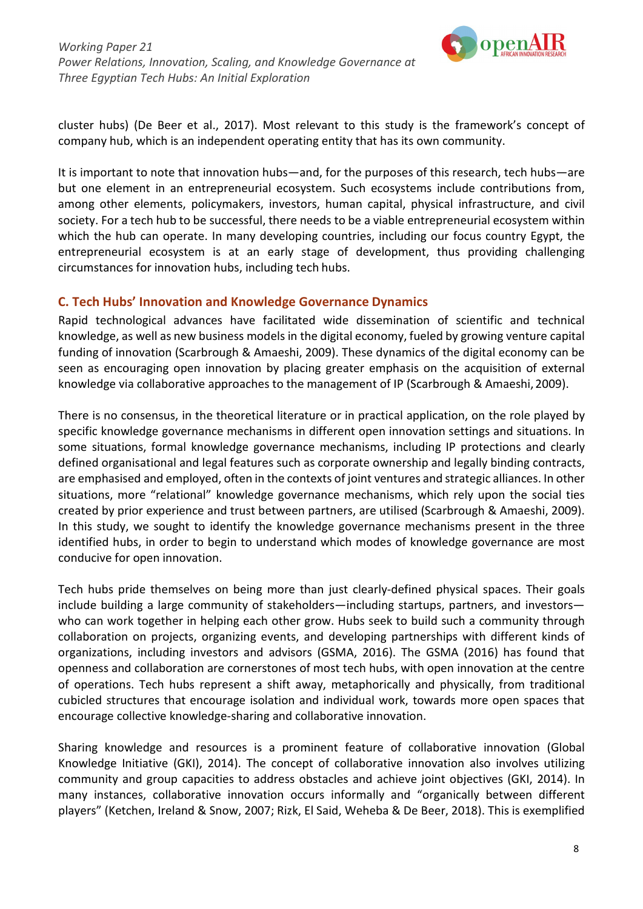cluster hubs) (De Beer et al., 2017). Most relevant to this study is the framework's concept of company hub, which is an independent operating entity that has its own community.

It is important to note that innovation hubs—and, for the purposes of this research, tech hubs—are but one element in an entrepreneurial ecosystem. Such ecosystems include contributions from, among other elements, policymakers, investors, human capital, physical infrastructure, and civil society. For a tech hub to be successful, there needs to be a viable entrepreneurial ecosystem within which the hub can operate. In many developing countries, including our focus country Egypt, the entrepreneurial ecosystem is at an early stage of development, thus providing challenging circumstances for innovation hubs, including tech hubs.

### C. Tech Hubs' Innovation and Knowledge Governance Dynamics

Rapid technological advances have facilitated wide dissemination of scientific and technical knowledge, as well as new business models in the digital economy, fueled by growing venture capital funding of innovation (Scarbrough & Amaeshi, 2009). These dynamics of the digital economy can be seen as encouraging open innovation by placing greater emphasis on the acquisition of external knowledge via collaborative approaches to the management of IP (Scarbrough & Amaeshi, 2009).

There is no consensus, in the theoretical literature or in practical application, on the role played by specific knowledge governance mechanisms in different open innovation settings and situations. In some situations, formal knowledge governance mechanisms, including IP protections and clearly defined organisational and legal features such as corporate ownership and legally binding contracts, are emphasised and employed, often in the contexts of joint ventures and strategic alliances. In other situations, more "relational" knowledge governance mechanisms, which rely upon the social ties created by prior experience and trust between partners, are utilised (Scarbrough & Amaeshi, 2009). In this study, we sought to identify the knowledge governance mechanisms present in the three identified hubs, in order to begin to understand which modes of knowledge governance are most conducive for open innovation.

Tech hubs pride themselves on being more than just clearly-defined physical spaces. Their goals include building a large community of stakeholders—including startups, partners, and investors—who can work together in helping each other grow. Hubs seek to build such a community through collaboration on projects, organizing events, and developing partnerships with different kinds of organizations, including investors and advisors (GSMA, 2016). The GSMA (2016) has found that openness and collaboration are cornerstones of most tech hubs, with open innovation at the centre of operations. Tech hubs represent a shift away, metaphorically and physically, from traditional cubicled structures that encourage isolation and individual work, towards more open spaces that encourage collective knowledge-sharing and collaborative innovation.

Sharing knowledge and resources is a prominent feature of collaborative innovation (Global Knowledge Initiative (GKI), 2014). The concept of collaborative innovation also involves utilizing community and group capacities to address obstacles and achieve joint objectives (GKI, 2014). In many instances, collaborative innovation occurs informally and "organically between different players" (Ketchen, Ireland & Snow, 2007; Rizk, El Said, Weheba & De Beer, 2018). This is exemplified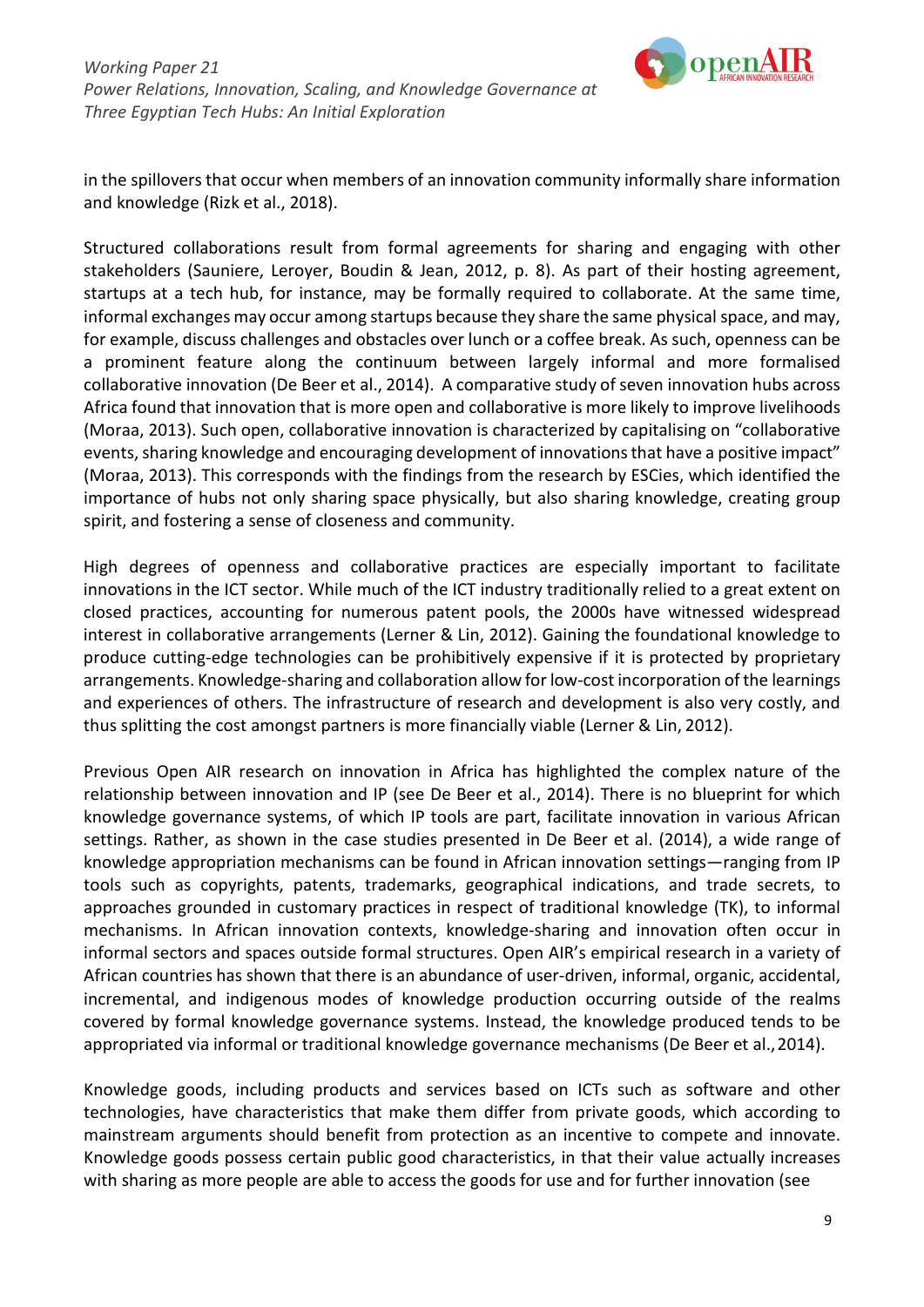in the spillovers that occur when members of an innovation community informally share information and knowledge (Rizk et al., 2018).

Structured collaborations result from formal agreements for sharing and engaging with other stakeholders (Sauniere, Leroyer, Boudin & Jean, 2012, p. 8). As part of their hosting agreement, startups at a tech hub, for instance, may be formally required to collaborate. At the same time, informal exchanges may occur among startups because they share the same physical space, and may, for example, discuss challenges and obstacles over lunch or a coffee break. As such, openness can be a prominent feature along the continuum between largely informal and more formalised collaborative innovation (De Beer et al., 2014). A comparative study of seven innovation hubs across Africa found that innovation that is more open and collaborative is more likely to improve livelihoods (Moraa, 2013). Such open, collaborative innovation is characterized by capitalising on "collaborative events, sharing knowledge and encouraging development of innovations that have a positive impact" (Moraa, 2013). This corresponds with the findings from the research by ESCies, which identified the importance of hubs not only sharing space physically, but also sharing knowledge, creating group spirit, and fostering a sense of closeness and community.

High degrees of openness and collaborative practices are especially important to facilitate innovations in the ICT sector. While much of the ICT industry traditionally relied to a great extent on closed practices, accounting for numerous patent pools, the 2000s have witnessed widespread interest in collaborative arrangements (Lerner & Lin, 2012). Gaining the foundational knowledge to produce cutting-edge technologies can be prohibitively expensive if it is protected by proprietary arrangements. Knowledge-sharing and collaboration allow for low-cost incorporation of the learnings and experiences of others. The infrastructure of research and development is also very costly, and thus splitting the cost amongst partners is more financially viable (Lerner & Lin, 2012).

Previous Open AIR research on innovation in Africa has highlighted the complex nature of the relationship between innovation and IP (see De Beer et al., 2014). There is no blueprint for which knowledge governance systems, of which IP tools are part, facilitate innovation in various African settings. Rather, as shown in the case studies presented in De Beer et al. (2014), a wide range of knowledge appropriation mechanisms can be found in African innovation settings—ranging from IP tools such as copyrights, patents, trademarks, geographical indications, and trade secrets, to approaches grounded in customary practices in respect of traditional knowledge (TK), to informal mechanisms. In African innovation contexts, knowledge-sharing and innovation often occur in informal sectors and spaces outside formal structures. Open AIR's empirical research in a variety of African countries has shown that there is an abundance of user-driven, informal, organic, accidental, incremental, and indigenous modes of knowledge production occurring outside of the realms covered by formal knowledge governance systems. Instead, the knowledge produced tends to be appropriated via informal or traditional knowledge governance mechanisms (De Beer et al., 2014).

Knowledge goods, including products and services based on ICTs such as software and other technologies, have characteristics that make them differ from private goods, which according to mainstream arguments should benefit from protection as an incentive to compete and innovate. Knowledge goods possess certain public good characteristics, in that their value actually increases with sharing as more people are able to access the goods for use and for further innovation (see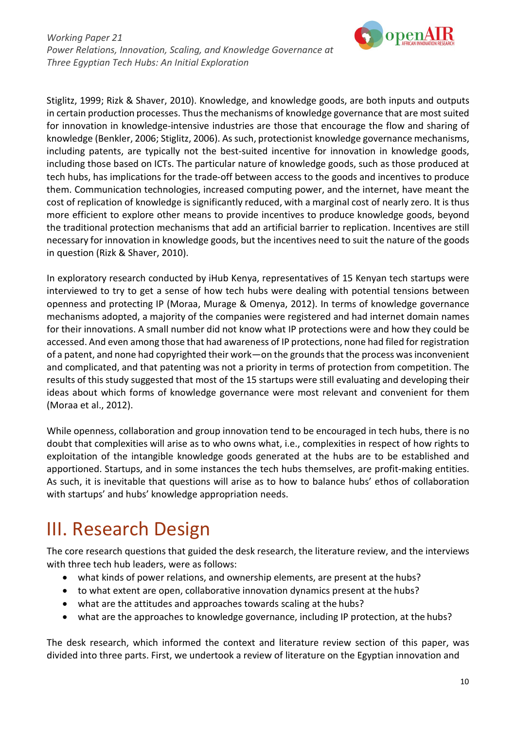Stiglitz, 1999; Rizk & Shaver, 2010). Knowledge, and knowledge goods, are both inputs and outputs in certain production processes. Thus the mechanisms of knowledge governance that are most suited for innovation in knowledge-intensive industries are those that encourage the flow and sharing of knowledge (Benkler, 2006; Stiglitz, 2006). As such, protectionist knowledge governance mechanisms, including patents, are typically not the best-suited incentive for innovation in knowledge goods, including those based on ICTs. The particular nature of knowledge goods, such as those produced at tech hubs, has implications for the trade-off between access to the goods and incentives to produce them. Communication technologies, increased computing power, and the internet, have meant the cost of replication of knowledge is significantly reduced, with a marginal cost of nearly zero. It is thus more efficient to explore other means to provide incentives to produce knowledge goods, beyond the traditional protection mechanisms that add an artificial barrier to replication. Incentives are still necessary for innovation in knowledge goods, but the incentives need to suit the nature of the goods in question (Rizk & Shaver, 2010).

In exploratory research conducted by iHub Kenya, representatives of 15 Kenyan tech startups were interviewed to try to get a sense of how tech hubs were dealing with potential tensions between openness and protecting IP (Moraa, Murage & Omenya, 2012). In terms of knowledge governance mechanisms adopted, a majority of the companies were registered and had internet domain names for their innovations. A small number did not know what IP protections were and how they could be accessed. And even among those that had awareness of IP protections, none had filed for registration of a patent, and none had copyrighted their work—on the grounds that the process was inconvenient and complicated, and that patenting was not a priority in terms of protection from competition. The results of this study suggested that most of the 15 startups were still evaluating and developing their ideas about which forms of knowledge governance were most relevant and convenient for them (Moraa et al., 2012).

While openness, collaboration and group innovation tend to be encouraged in tech hubs, there is no doubt that complexities will arise as to who owns what, i.e., complexities in respect of how rights to exploitation of the intangible knowledge goods generated at the hubs are to be established and apportioned. Startups, and in some instances the tech hubs themselves, are profit-making entities. As such, it is inevitable that questions will arise as to how to balance hubs' ethos of collaboration with startups' and hubs' knowledge appropriation needs.

# III. Research Design

The core research questions that guided the desk research, the literature review, and the interviews with three tech hub leaders, were as follows:

- what kinds of power relations, and ownership elements, are present at the hubs?
- to what extent are open, collaborative innovation dynamics present at the hubs?
- what are the attitudes and approaches towards scaling at the hubs?
- what are the approaches to knowledge governance, including IP protection, at the hubs?

The desk research, which informed the context and literature review section of this paper, was divided into three parts. First, we undertook a review of literature on the Egyptian innovation and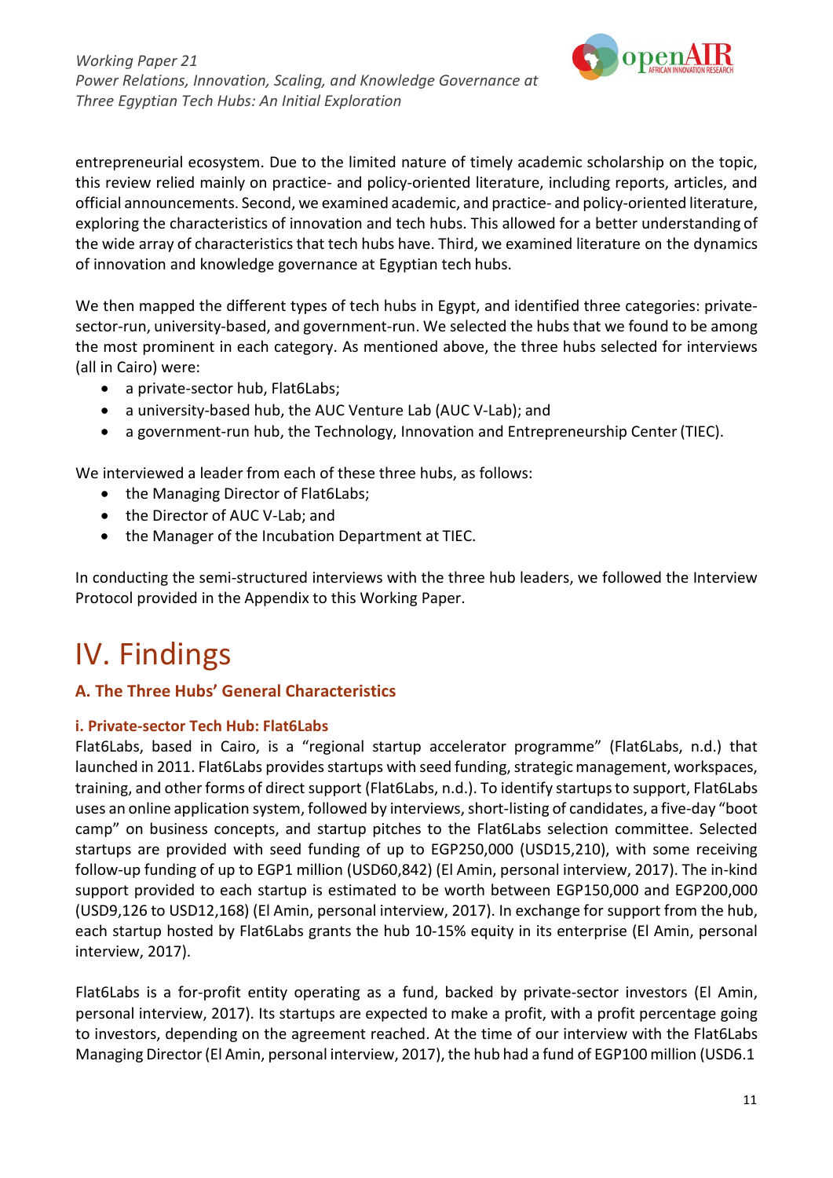entrepreneurial ecosystem. Due to the limited nature of timely academic scholarship on the topic, this review relied mainly on practice- and policy-oriented literature, including reports, articles, and official announcements. Second, we examined academic, and practice- and policy-oriented literature, exploring the characteristics of innovation and tech hubs. This allowed for a better understanding of the wide array of characteristics that tech hubs have. Third, we examined literature on the dynamics of innovation and knowledge governance at Egyptian tech hubs.

We then mapped the different types of tech hubs in Egypt, and identified three categories: private-sector-run, university-based, and government-run. We selected the hubs that we found to be among the most prominent in each category. As mentioned above, the three hubs selected for interviews (all in Cairo) were:

- a private-sector hub, Flat6Labs;
- a university-based hub, the AUC Venture Lab (AUC V-Lab); and
- a government-run hub, the Technology, Innovation and Entrepreneurship Center (TIEC).

We interviewed a leader from each of these three hubs, as follows:

- the Managing Director of Flat6Labs;
- the Director of AUC V-Lab; and
- the Manager of the Incubation Department at TIEC.

In conducting the semi-structured interviews with the three hub leaders, we followed the Interview Protocol provided in the Appendix to this Working Paper.

# IV. Findings

## A. The Three Hubs' General Characteristics

### i. Private-sector Tech Hub: Flat6Labs

Flat6Labs, based in Cairo, is a "regional startup accelerator programme" (Flat6Labs, n.d.) that launched in 2011. Flat6Labs provides startups with seed funding, strategic management, workspaces, training, and other forms of direct support (Flat6Labs, n.d.). To identify startups to support, Flat6Labs uses an online application system, followed by interviews, short-listing of candidates, a five-day "boot camp" on business concepts, and startup pitches to the Flat6Labs selection committee. Selected startups are provided with seed funding of up to EGP250,000 (USD15,210), with some receiving follow-up funding of up to EGP1 million (USD60,842) (El Amin, personal interview, 2017). The in-kind support provided to each startup is estimated to be worth between EGP150,000 and EGP200,000 (USD9,126 to USD12,168) (El Amin, personal interview, 2017). In exchange for support from the hub, each startup hosted by Flat6Labs grants the hub 10-15% equity in its enterprise (El Amin, personal interview, 2017).

Flat6Labs is a for-profit entity operating as a fund, backed by private-sector investors (El Amin, personal interview, 2017). Its startups are expected to make a profit, with a profit percentage going to investors, depending on the agreement reached. At the time of our interview with the Flat6Labs Managing Director (El Amin, personal interview, 2017), the hub had a fund of EGP100 million (USD6.1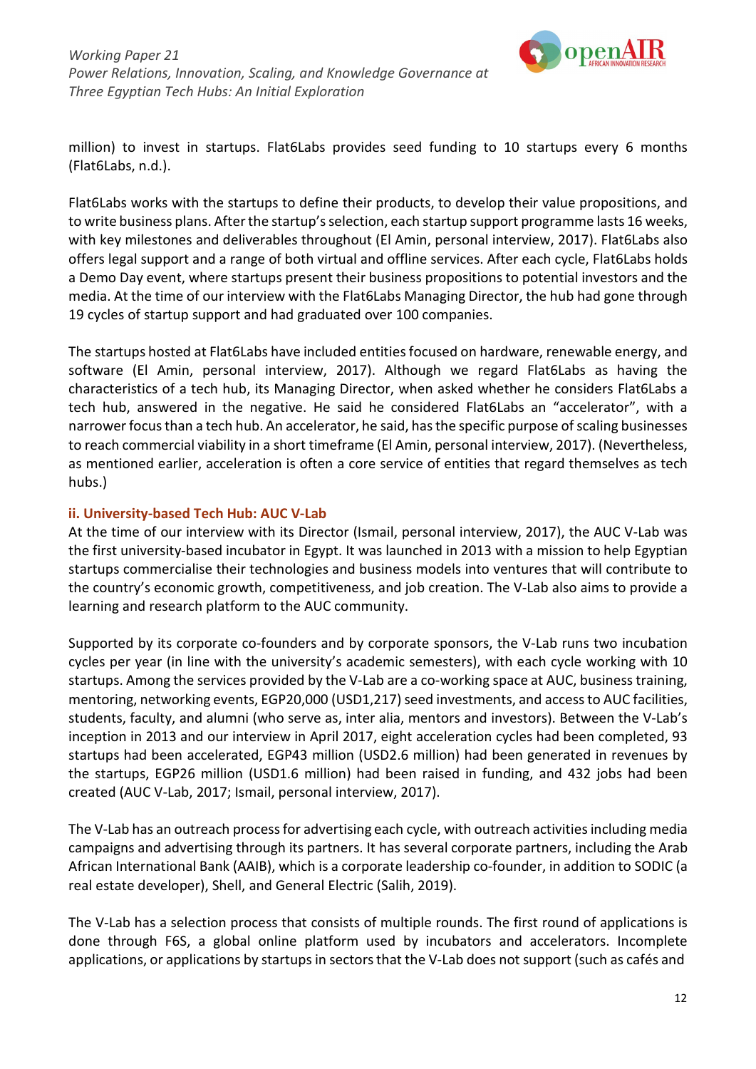million) to invest in startups. Flat6Labs provides seed funding to 10 startups every 6 months (Flat6Labs, n.d.).

Flat6Labs works with the startups to define their products, to develop their value propositions, and to write business plans. After the startup's selection, each startup support programme lasts 16 weeks, with key milestones and deliverables throughout (El Amin, personal interview, 2017). Flat6Labs also offers legal support and a range of both virtual and offline services. After each cycle, Flat6Labs holds a Demo Day event, where startups present their business propositions to potential investors and the media. At the time of our interview with the Flat6Labs Managing Director, the hub had gone through 19 cycles of startup support and had graduated over 100 companies.

The startups hosted at Flat6Labs have included entities focused on hardware, renewable energy, and software (El Amin, personal interview, 2017). Although we regard Flat6Labs as having the characteristics of a tech hub, its Managing Director, when asked whether he considers Flat6Labs a tech hub, answered in the negative. He said he considered Flat6Labs an "accelerator", with a narrower focus than a tech hub. An accelerator, he said, has the specific purpose of scaling businesses to reach commercial viability in a short timeframe (El Amin, personal interview, 2017). (Nevertheless, as mentioned earlier, acceleration is often a core service of entities that regard themselves as tech hubs.)

### ii. University-based Tech Hub: AUC V-Lab

At the time of our interview with its Director (Ismail, personal interview, 2017), the AUC V-Lab was the first university-based incubator in Egypt. It was launched in 2013 with a mission to help Egyptian startups commercialise their technologies and business models into ventures that will contribute to the country's economic growth, competitiveness, and job creation. The V-Lab also aims to provide a learning and research platform to the AUC community.

Supported by its corporate co-founders and by corporate sponsors, the V-Lab runs two incubation cycles per year (in line with the university's academic semesters), with each cycle working with 10 startups. Among the services provided by the V-Lab are a co-working space at AUC, business training, mentoring, networking events, EGP20,000 (USD1,217) seed investments, and access to AUC facilities, students, faculty, and alumni (who serve as, inter alia, mentors and investors). Between the V-Lab's inception in 2013 and our interview in April 2017, eight acceleration cycles had been completed, 93 startups had been accelerated, EGP43 million (USD2.6 million) had been generated in revenues by the startups, EGP26 million (USD1.6 million) had been raised in funding, and 432 jobs had been created (AUC V-Lab, 2017; Ismail, personal interview, 2017).

The V-Lab has an outreach process for advertising each cycle, with outreach activities including media campaigns and advertising through its partners. It has several corporate partners, including the Arab African International Bank (AAIB), which is a corporate leadership co-founder, in addition to SODIC (a real estate developer), Shell, and General Electric (Salih, 2019).

The V-Lab has a selection process that consists of multiple rounds. The first round of applications is done through F6S, a global online platform used by incubators and accelerators. Incomplete applications, or applications by startups in sectors that the V-Lab does not support (such as cafés and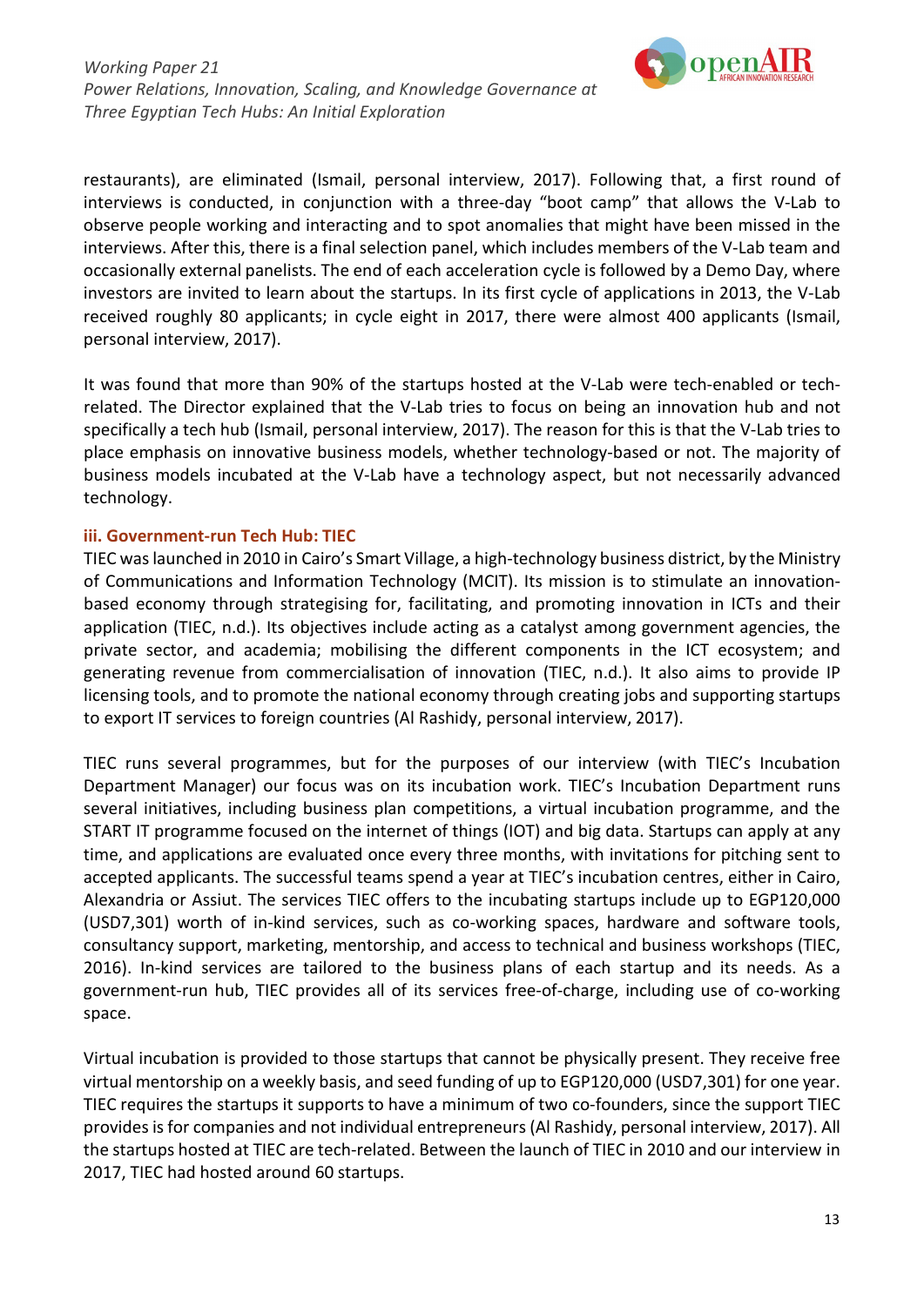restaurants), are eliminated (Ismail, personal interview, 2017). Following that, a first round of interviews is conducted, in conjunction with a three-day "boot camp" that allows the V-Lab to observe people working and interacting and to spot anomalies that might have been missed in the interviews. After this, there is a final selection panel, which includes members of the V-Lab team and occasionally external panelists. The end of each acceleration cycle is followed by a Demo Day, where investors are invited to learn about the startups. In its first cycle of applications in 2013, the V-Lab received roughly 80 applicants; in cycle eight in 2017, there were almost 400 applicants (Ismail, personal interview, 2017).

It was found that more than 90% of the startups hosted at the V-Lab were tech-enabled or tech-related. The Director explained that the V-Lab tries to focus on being an innovation hub and not specifically a tech hub (Ismail, personal interview, 2017). The reason for this is that the V-Lab tries to place emphasis on innovative business models, whether technology-based or not. The majority of business models incubated at the V-Lab have a technology aspect, but not necessarily advanced technology.

### iii. Government-run Tech Hub: TIEC

TIEC was launched in 2010 in Cairo's Smart Village, a high-technology business district, by the Ministry of Communications and Information Technology (MCIT). Its mission is to stimulate an innovation-based economy through strategising for, facilitating, and promoting innovation in ICTs and their application (TIEC, n.d.). Its objectives include acting as a catalyst among government agencies, the private sector, and academia; mobilising the different components in the ICT ecosystem; and generating revenue from commercialisation of innovation (TIEC, n.d.). It also aims to provide IP licensing tools, and to promote the national economy through creating jobs and supporting startups to export IT services to foreign countries (Al Rashidy, personal interview, 2017).

TIEC runs several programmes, but for the purposes of our interview (with TIEC's Incubation Department Manager) our focus was on its incubation work. TIEC's Incubation Department runs several initiatives, including business plan competitions, a virtual incubation programme, and the START IT programme focused on the internet of things (IOT) and big data. Startups can apply at any time, and applications are evaluated once every three months, with invitations for pitching sent to accepted applicants. The successful teams spend a year at TIEC's incubation centres, either in Cairo, Alexandria or Assiut. The services TIEC offers to the incubating startups include up to EGP120,000 (USD7,301) worth of in-kind services, such as co-working spaces, hardware and software tools, consultancy support, marketing, mentorship, and access to technical and business workshops (TIEC, 2016). In-kind services are tailored to the business plans of each startup and its needs. As a government-run hub, TIEC provides all of its services free-of-charge, including use of co-working space.

Virtual incubation is provided to those startups that cannot be physically present. They receive free virtual mentorship on a weekly basis, and seed funding of up to EGP120,000 (USD7,301) for one year. TIEC requires the startups it supports to have a minimum of two co-founders, since the support TIEC provides is for companies and not individual entrepreneurs (Al Rashidy, personal interview, 2017). All the startups hosted at TIEC are tech-related. Between the launch of TIEC in 2010 and our interview in 2017, TIEC had hosted around 60 startups.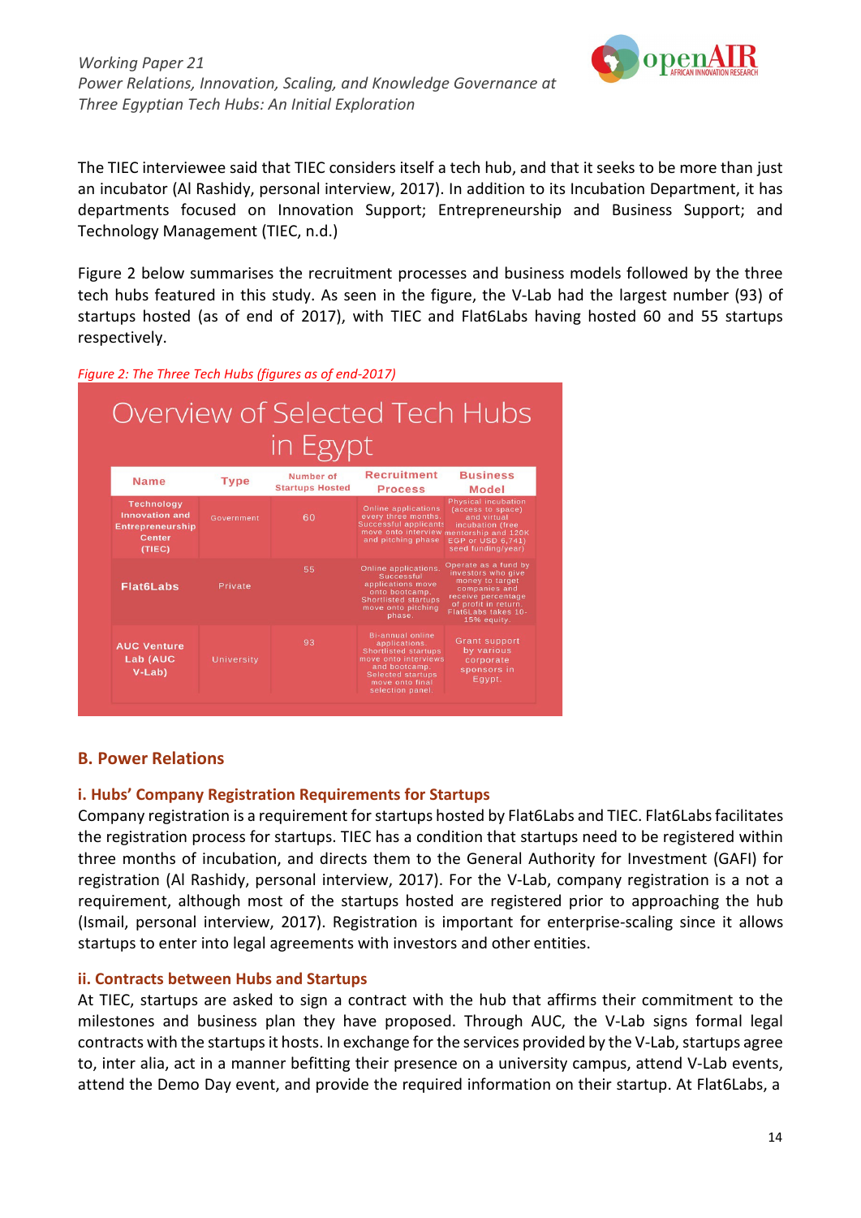The TIEC interviewee said that TIEC considers itself a tech hub, and that it seeks to be more than just an incubator (Al Rashidy, personal interview, 2017). In addition to its Incubation Department, it has departments focused on Innovation Support; Entrepreneurship and Business Support; and Technology Management (TIEC, n.d.)

Figure 2 below summarises the recruitment processes and business models followed by the three tech hubs featured in this study. As seen in the figure, the V-Lab had the largest number (93) of startups hosted (as of end of 2017), with TIEC and Flat6Labs having hosted 60 and 55 startups respectively.

*Figure 2: The Three Tech Hubs (figures as of end-2017)*

**Overview of Selected Tech Hubs in Egypt**

| Name | Type | Number of Startups Hosted | Recruitment Process | Business Model |
|---|---|---|---|---|
| Technology Innovation and Entrepreneurship Center (TIEC) | Government | 60 | Online applications every three months. Successful applicants move onto interview and pitching phase | Physical incubation (access to space) and virtual incubation (free mentorship and 120K EGP or USD 6,741) seed funding/year) |
| Flat6Labs | Private | 55 | Online applications. Successful applications move onto bootcamp. Shortlisted startups move onto pitching phase. | Operate as a fund by investors who give money to target companies and receive percentage of profit in return. Flat6Labs takes 10-15% equity. |
| AUC Venture Lab (AUC V-Lab) | University | 93 | Bi-annual online applications. Shortlisted startups move onto interviews and bootcamp. Selected startups move onto final selection panel. | Grant support by various corporate sponsors in Egypt. |

## B. Power Relations

### i. Hubs' Company Registration Requirements for Startups

Company registration is a requirement for startups hosted by Flat6Labs and TIEC. Flat6Labs facilitates the registration process for startups. TIEC has a condition that startups need to be registered within three months of incubation, and directs them to the General Authority for Investment (GAFI) for registration (Al Rashidy, personal interview, 2017). For the V-Lab, company registration is a not a requirement, although most of the startups hosted are registered prior to approaching the hub (Ismail, personal interview, 2017). Registration is important for enterprise-scaling since it allows startups to enter into legal agreements with investors and other entities.

### ii. Contracts between Hubs and Startups

At TIEC, startups are asked to sign a contract with the hub that affirms their commitment to the milestones and business plan they have proposed. Through AUC, the V-Lab signs formal legal contracts with the startups it hosts. In exchange for the services provided by the V-Lab, startups agree to, inter alia, act in a manner befitting their presence on a university campus, attend V-Lab events, attend the Demo Day event, and provide the required information on their startup. At Flat6Labs, a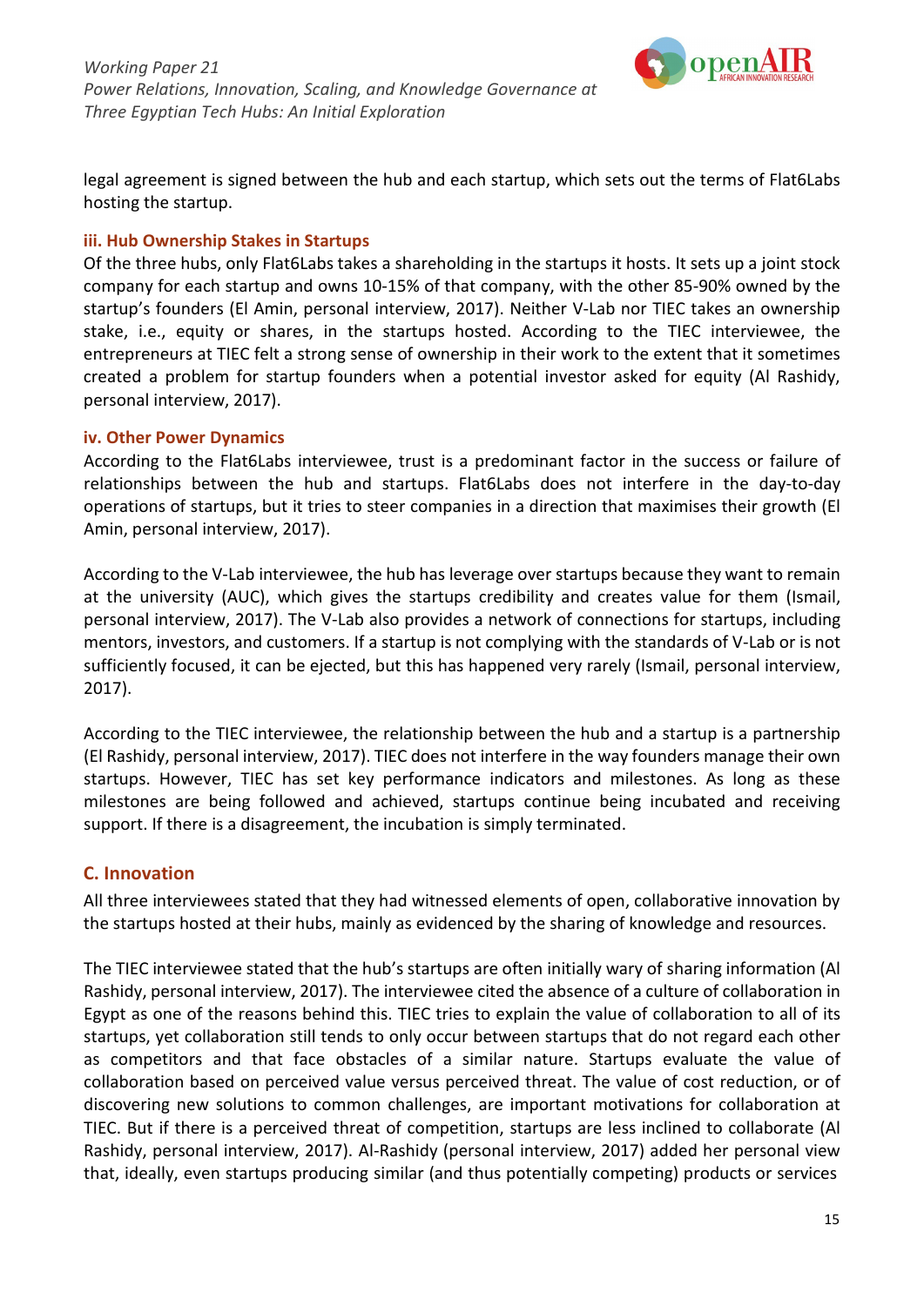legal agreement is signed between the hub and each startup, which sets out the terms of Flat6Labs hosting the startup.

#### iii. Hub Ownership Stakes in Startups

Of the three hubs, only Flat6Labs takes a shareholding in the startups it hosts. It sets up a joint stock company for each startup and owns 10-15% of that company, with the other 85-90% owned by the startup's founders (El Amin, personal interview, 2017). Neither V-Lab nor TIEC takes an ownership stake, i.e., equity or shares, in the startups hosted. According to the TIEC interviewee, the entrepreneurs at TIEC felt a strong sense of ownership in their work to the extent that it sometimes created a problem for startup founders when a potential investor asked for equity (Al Rashidy, personal interview, 2017).

#### iv. Other Power Dynamics

According to the Flat6Labs interviewee, trust is a predominant factor in the success or failure of relationships between the hub and startups. Flat6Labs does not interfere in the day-to-day operations of startups, but it tries to steer companies in a direction that maximises their growth (El Amin, personal interview, 2017).

According to the V-Lab interviewee, the hub has leverage over startups because they want to remain at the university (AUC), which gives the startups credibility and creates value for them (Ismail, personal interview, 2017). The V-Lab also provides a network of connections for startups, including mentors, investors, and customers. If a startup is not complying with the standards of V-Lab or is not sufficiently focused, it can be ejected, but this has happened very rarely (Ismail, personal interview, 2017).

According to the TIEC interviewee, the relationship between the hub and a startup is a partnership (El Rashidy, personal interview, 2017). TIEC does not interfere in the way founders manage their own startups. However, TIEC has set key performance indicators and milestones. As long as these milestones are being followed and achieved, startups continue being incubated and receiving support. If there is a disagreement, the incubation is simply terminated.

### C. Innovation

All three interviewees stated that they had witnessed elements of open, collaborative innovation by the startups hosted at their hubs, mainly as evidenced by the sharing of knowledge and resources.

The TIEC interviewee stated that the hub's startups are often initially wary of sharing information (Al Rashidy, personal interview, 2017). The interviewee cited the absence of a culture of collaboration in Egypt as one of the reasons behind this. TIEC tries to explain the value of collaboration to all of its startups, yet collaboration still tends to only occur between startups that do not regard each other as competitors and that face obstacles of a similar nature. Startups evaluate the value of collaboration based on perceived value versus perceived threat. The value of cost reduction, or of discovering new solutions to common challenges, are important motivations for collaboration at TIEC. But if there is a perceived threat of competition, startups are less inclined to collaborate (Al Rashidy, personal interview, 2017). Al-Rashidy (personal interview, 2017) added her personal view that, ideally, even startups producing similar (and thus potentially competing) products or services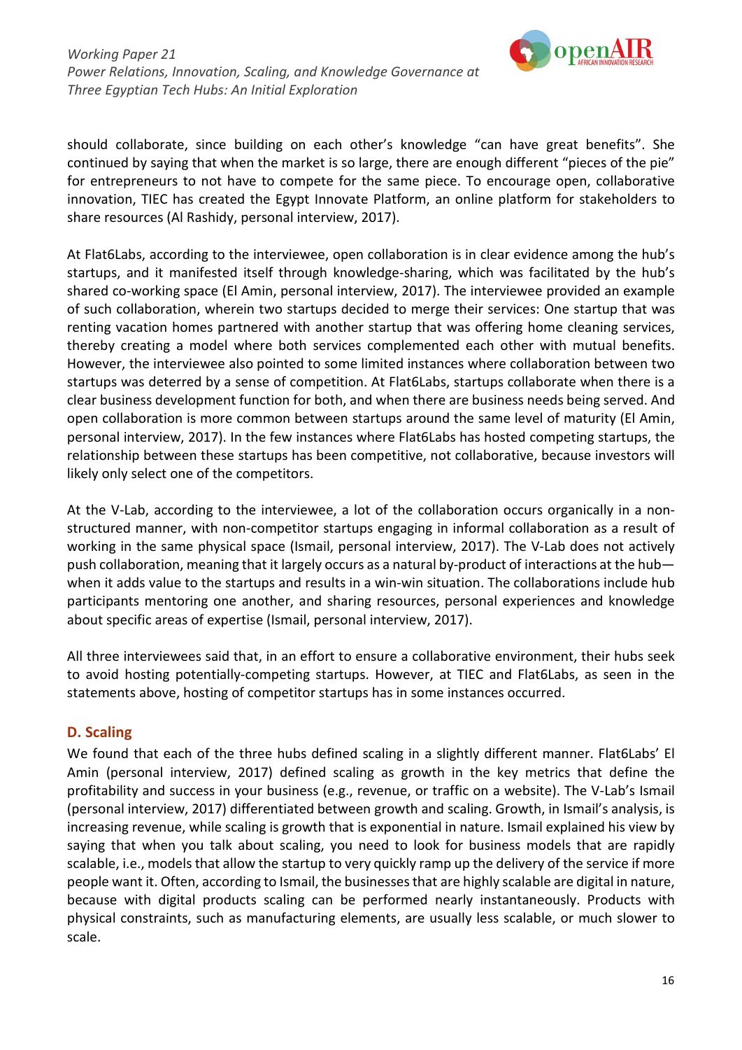should collaborate, since building on each other's knowledge "can have great benefits". She continued by saying that when the market is so large, there are enough different "pieces of the pie" for entrepreneurs to not have to compete for the same piece. To encourage open, collaborative innovation, TIEC has created the Egypt Innovate Platform, an online platform for stakeholders to share resources (Al Rashidy, personal interview, 2017).

At Flat6Labs, according to the interviewee, open collaboration is in clear evidence among the hub's startups, and it manifested itself through knowledge-sharing, which was facilitated by the hub's shared co-working space (El Amin, personal interview, 2017). The interviewee provided an example of such collaboration, wherein two startups decided to merge their services: One startup that was renting vacation homes partnered with another startup that was offering home cleaning services, thereby creating a model where both services complemented each other with mutual benefits. However, the interviewee also pointed to some limited instances where collaboration between two startups was deterred by a sense of competition. At Flat6Labs, startups collaborate when there is a clear business development function for both, and when there are business needs being served. And open collaboration is more common between startups around the same level of maturity (El Amin, personal interview, 2017). In the few instances where Flat6Labs has hosted competing startups, the relationship between these startups has been competitive, not collaborative, because investors will likely only select one of the competitors.

At the V-Lab, according to the interviewee, a lot of the collaboration occurs organically in a non-structured manner, with non-competitor startups engaging in informal collaboration as a result of working in the same physical space (Ismail, personal interview, 2017). The V-Lab does not actively push collaboration, meaning that it largely occurs as a natural by-product of interactions at the hub—when it adds value to the startups and results in a win-win situation. The collaborations include hub participants mentoring one another, and sharing resources, personal experiences and knowledge about specific areas of expertise (Ismail, personal interview, 2017).

All three interviewees said that, in an effort to ensure a collaborative environment, their hubs seek to avoid hosting potentially-competing startups. However, at TIEC and Flat6Labs, as seen in the statements above, hosting of competitor startups has in some instances occurred.

### D. Scaling

We found that each of the three hubs defined scaling in a slightly different manner. Flat6Labs' El Amin (personal interview, 2017) defined scaling as growth in the key metrics that define the profitability and success in your business (e.g., revenue, or traffic on a website). The V-Lab's Ismail (personal interview, 2017) differentiated between growth and scaling. Growth, in Ismail's analysis, is increasing revenue, while scaling is growth that is exponential in nature. Ismail explained his view by saying that when you talk about scaling, you need to look for business models that are rapidly scalable, i.e., models that allow the startup to very quickly ramp up the delivery of the service if more people want it. Often, according to Ismail, the businesses that are highly scalable are digital in nature, because with digital products scaling can be performed nearly instantaneously. Products with physical constraints, such as manufacturing elements, are usually less scalable, or much slower to scale.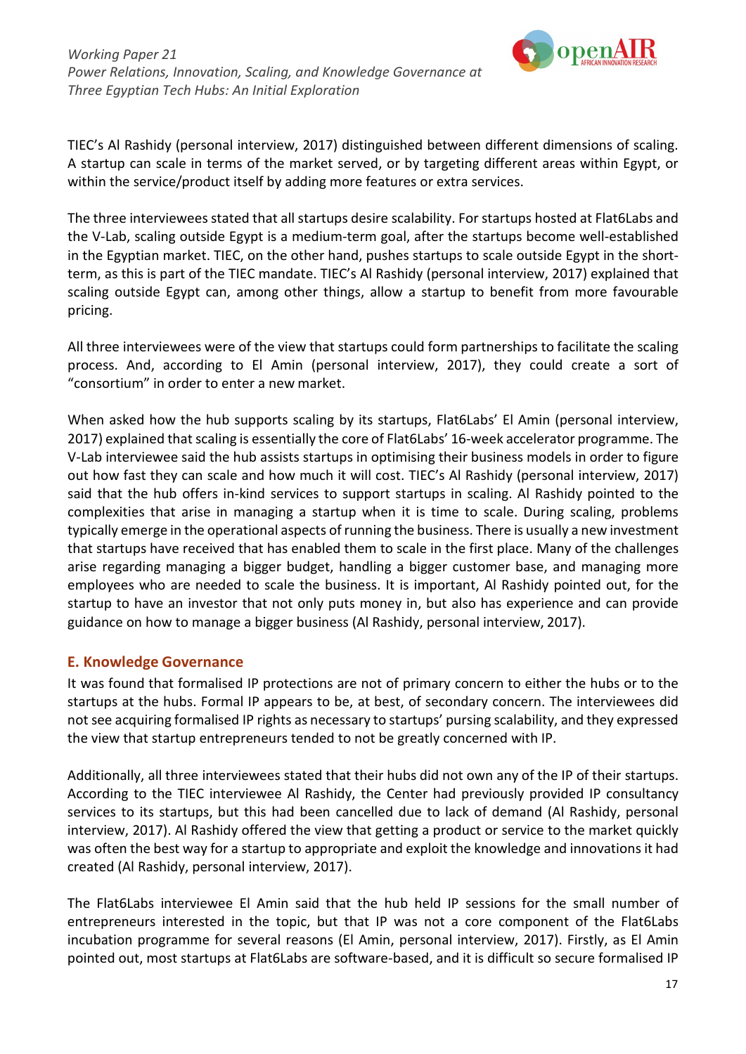TIEC's Al Rashidy (personal interview, 2017) distinguished between different dimensions of scaling. A startup can scale in terms of the market served, or by targeting different areas within Egypt, or within the service/product itself by adding more features or extra services.

The three interviewees stated that all startups desire scalability. For startups hosted at Flat6Labs and the V-Lab, scaling outside Egypt is a medium-term goal, after the startups become well-established in the Egyptian market. TIEC, on the other hand, pushes startups to scale outside Egypt in the short-term, as this is part of the TIEC mandate. TIEC's Al Rashidy (personal interview, 2017) explained that scaling outside Egypt can, among other things, allow a startup to benefit from more favourable pricing.

All three interviewees were of the view that startups could form partnerships to facilitate the scaling process. And, according to El Amin (personal interview, 2017), they could create a sort of "consortium" in order to enter a new market.

When asked how the hub supports scaling by its startups, Flat6Labs' El Amin (personal interview, 2017) explained that scaling is essentially the core of Flat6Labs' 16-week accelerator programme. The V-Lab interviewee said the hub assists startups in optimising their business models in order to figure out how fast they can scale and how much it will cost. TIEC's Al Rashidy (personal interview, 2017) said that the hub offers in-kind services to support startups in scaling. Al Rashidy pointed to the complexities that arise in managing a startup when it is time to scale. During scaling, problems typically emerge in the operational aspects of running the business. There is usually a new investment that startups have received that has enabled them to scale in the first place. Many of the challenges arise regarding managing a bigger budget, handling a bigger customer base, and managing more employees who are needed to scale the business. It is important, Al Rashidy pointed out, for the startup to have an investor that not only puts money in, but also has experience and can provide guidance on how to manage a bigger business (Al Rashidy, personal interview, 2017).

## E. Knowledge Governance

It was found that formalised IP protections are not of primary concern to either the hubs or to the startups at the hubs. Formal IP appears to be, at best, of secondary concern. The interviewees did not see acquiring formalised IP rights as necessary to startups' pursing scalability, and they expressed the view that startup entrepreneurs tended to not be greatly concerned with IP.

Additionally, all three interviewees stated that their hubs did not own any of the IP of their startups. According to the TIEC interviewee Al Rashidy, the Center had previously provided IP consultancy services to its startups, but this had been cancelled due to lack of demand (Al Rashidy, personal interview, 2017). Al Rashidy offered the view that getting a product or service to the market quickly was often the best way for a startup to appropriate and exploit the knowledge and innovations it had created (Al Rashidy, personal interview, 2017).

The Flat6Labs interviewee El Amin said that the hub held IP sessions for the small number of entrepreneurs interested in the topic, but that IP was not a core component of the Flat6Labs incubation programme for several reasons (El Amin, personal interview, 2017). Firstly, as El Amin pointed out, most startups at Flat6Labs are software-based, and it is difficult so secure formalised IP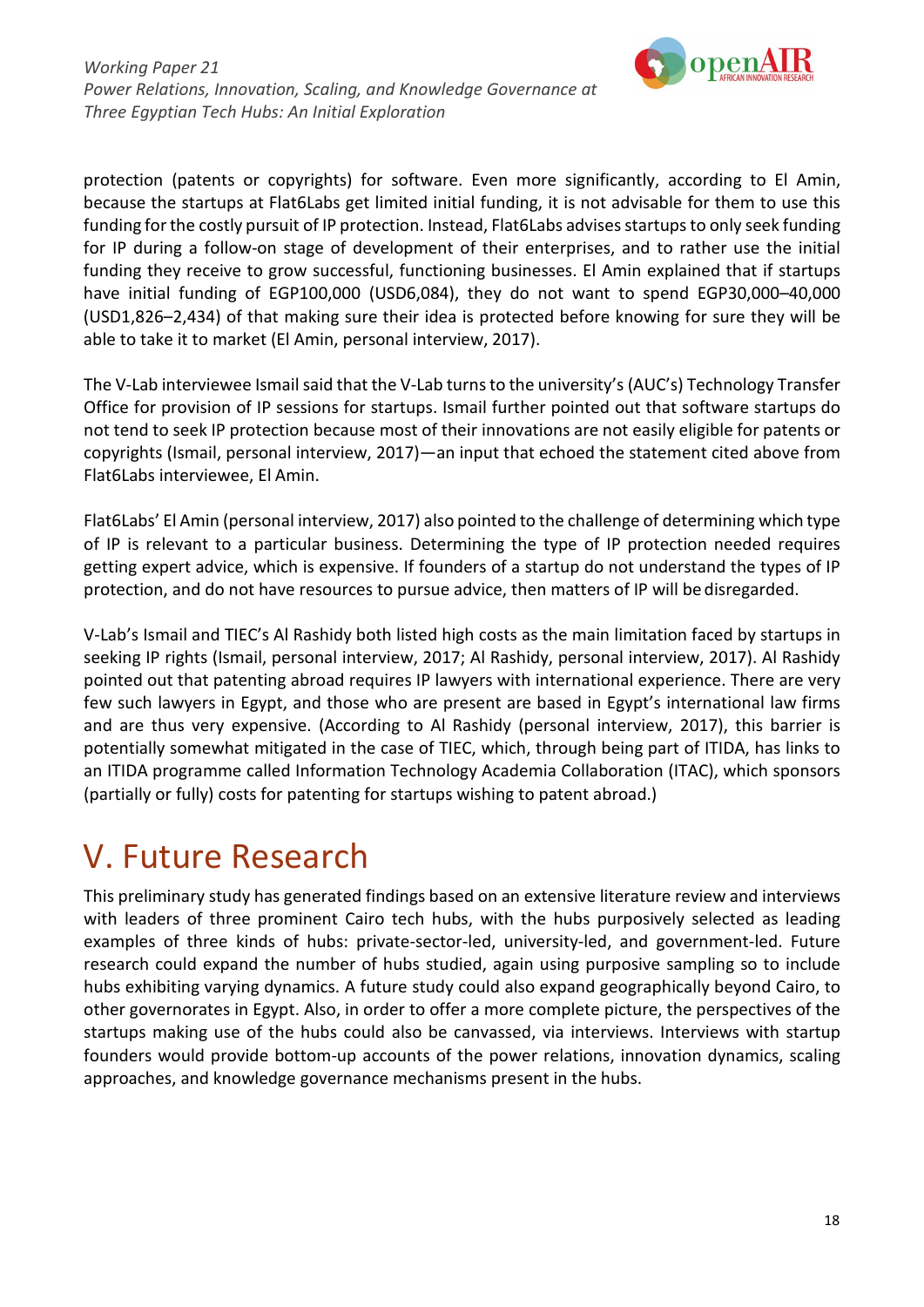protection (patents or copyrights) for software. Even more significantly, according to El Amin, because the startups at Flat6Labs get limited initial funding, it is not advisable for them to use this funding for the costly pursuit of IP protection. Instead, Flat6Labs advises startups to only seek funding for IP during a follow-on stage of development of their enterprises, and to rather use the initial funding they receive to grow successful, functioning businesses. El Amin explained that if startups have initial funding of EGP100,000 (USD6,084), they do not want to spend EGP30,000–40,000 (USD1,826–2,434) of that making sure their idea is protected before knowing for sure they will be able to take it to market (El Amin, personal interview, 2017).

The V-Lab interviewee Ismail said that the V-Lab turns to the university's (AUC's) Technology Transfer Office for provision of IP sessions for startups. Ismail further pointed out that software startups do not tend to seek IP protection because most of their innovations are not easily eligible for patents or copyrights (Ismail, personal interview, 2017)—an input that echoed the statement cited above from Flat6Labs interviewee, El Amin.

Flat6Labs' El Amin (personal interview, 2017) also pointed to the challenge of determining which type of IP is relevant to a particular business. Determining the type of IP protection needed requires getting expert advice, which is expensive. If founders of a startup do not understand the types of IP protection, and do not have resources to pursue advice, then matters of IP will be disregarded.

V-Lab's Ismail and TIEC's Al Rashidy both listed high costs as the main limitation faced by startups in seeking IP rights (Ismail, personal interview, 2017; Al Rashidy, personal interview, 2017). Al Rashidy pointed out that patenting abroad requires IP lawyers with international experience. There are very few such lawyers in Egypt, and those who are present are based in Egypt's international law firms and are thus very expensive. (According to Al Rashidy (personal interview, 2017), this barrier is potentially somewhat mitigated in the case of TIEC, which, through being part of ITIDA, has links to an ITIDA programme called Information Technology Academia Collaboration (ITAC), which sponsors (partially or fully) costs for patenting for startups wishing to patent abroad.)

# V. Future Research

This preliminary study has generated findings based on an extensive literature review and interviews with leaders of three prominent Cairo tech hubs, with the hubs purposively selected as leading examples of three kinds of hubs: private-sector-led, university-led, and government-led. Future research could expand the number of hubs studied, again using purposive sampling so to include hubs exhibiting varying dynamics. A future study could also expand geographically beyond Cairo, to other governorates in Egypt. Also, in order to offer a more complete picture, the perspectives of the startups making use of the hubs could also be canvassed, via interviews. Interviews with startup founders would provide bottom-up accounts of the power relations, innovation dynamics, scaling approaches, and knowledge governance mechanisms present in the hubs.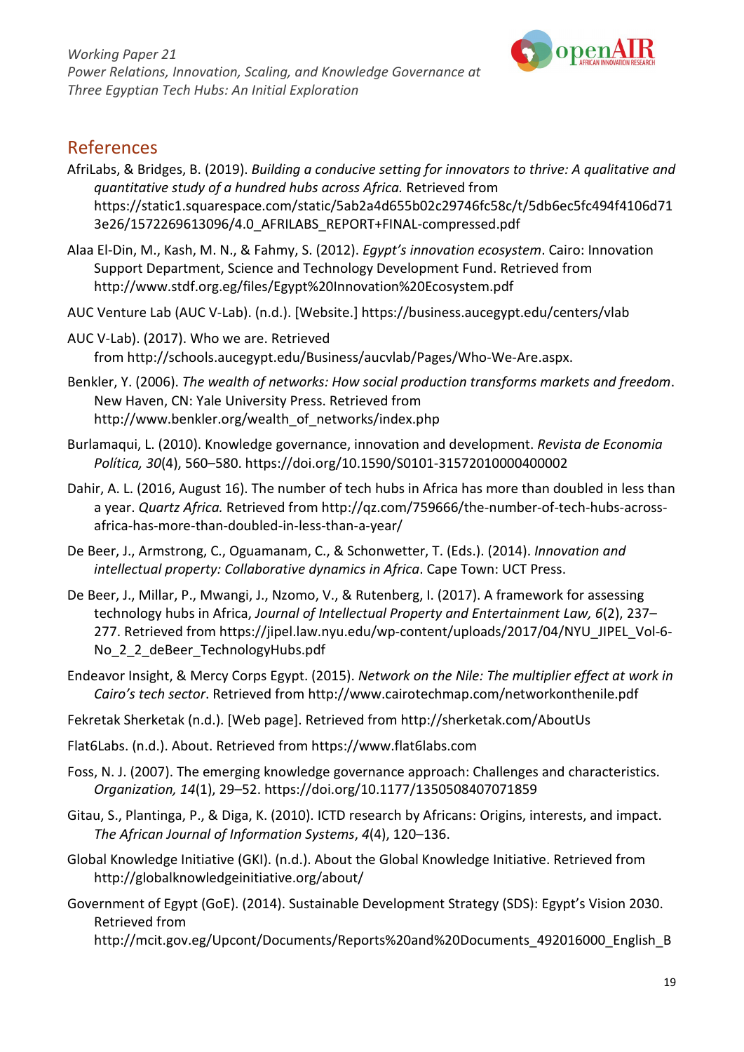## References

AfriLabs, & Bridges, B. (2019). *Building a conducive setting for innovators to thrive: A qualitative and quantitative study of a hundred hubs across Africa.* Retrieved from https://static1.squarespace.com/static/5ab2a4d655b02c29746fc58c/t/5db6ec5fc494f4106d713e26/1572269613096/4.0_AFRILABS_REPORT+FINAL-compressed.pdf

Alaa El-Din, M., Kash, M. N., & Fahmy, S. (2012). *Egypt's innovation ecosystem*. Cairo: Innovation Support Department, Science and Technology Development Fund. Retrieved from http://www.stdf.org.eg/files/Egypt%20Innovation%20Ecosystem.pdf

AUC Venture Lab (AUC V-Lab). (n.d.). [Website.] https://business.aucegypt.edu/centers/vlab

AUC V-Lab). (2017). Who we are. Retrieved from http://schools.aucegypt.edu/Business/aucvlab/Pages/Who-We-Are.aspx.

Benkler, Y. (2006). *The wealth of networks: How social production transforms markets and freedom*. New Haven, CN: Yale University Press. Retrieved from http://www.benkler.org/wealth_of_networks/index.php

Burlamaqui, L. (2010). Knowledge governance, innovation and development. *Revista de Economia Política, 30*(4), 560–580. https://doi.org/10.1590/S0101-31572010000400002

Dahir, A. L. (2016, August 16). The number of tech hubs in Africa has more than doubled in less than a year. *Quartz Africa.* Retrieved from http://qz.com/759666/the-number-of-tech-hubs-across-africa-has-more-than-doubled-in-less-than-a-year/

De Beer, J., Armstrong, C., Oguamanam, C., & Schonwetter, T. (Eds.). (2014). *Innovation and intellectual property: Collaborative dynamics in Africa*. Cape Town: UCT Press.

De Beer, J., Millar, P., Mwangi, J., Nzomo, V., & Rutenberg, I. (2017). A framework for assessing technology hubs in Africa, *Journal of Intellectual Property and Entertainment Law, 6*(2), 237–277. Retrieved from https://jipel.law.nyu.edu/wp-content/uploads/2017/04/NYU_JIPEL_Vol-6-No_2_2_deBeer_TechnologyHubs.pdf

Endeavor Insight, & Mercy Corps Egypt. (2015). *Network on the Nile: The multiplier effect at work in Cairo's tech sector*. Retrieved from http://www.cairotechmap.com/networkonthenile.pdf

Fekretak Sherketak (n.d.). [Web page]. Retrieved from http://sherketak.com/AboutUs

Flat6Labs. (n.d.). About. Retrieved from https://www.flat6labs.com

Foss, N. J. (2007). The emerging knowledge governance approach: Challenges and characteristics. *Organization, 14*(1), 29–52. https://doi.org/10.1177/1350508407071859

Gitau, S., Plantinga, P., & Diga, K. (2010). ICTD research by Africans: Origins, interests, and impact. *The African Journal of Information Systems*, *4*(4), 120–136.

Global Knowledge Initiative (GKI). (n.d.). About the Global Knowledge Initiative. Retrieved from http://globalknowledgeinitiative.org/about/

Government of Egypt (GoE). (2014). Sustainable Development Strategy (SDS): Egypt's Vision 2030. Retrieved from http://mcit.gov.eg/Upcont/Documents/Reports%20and%20Documents_492016000_English_B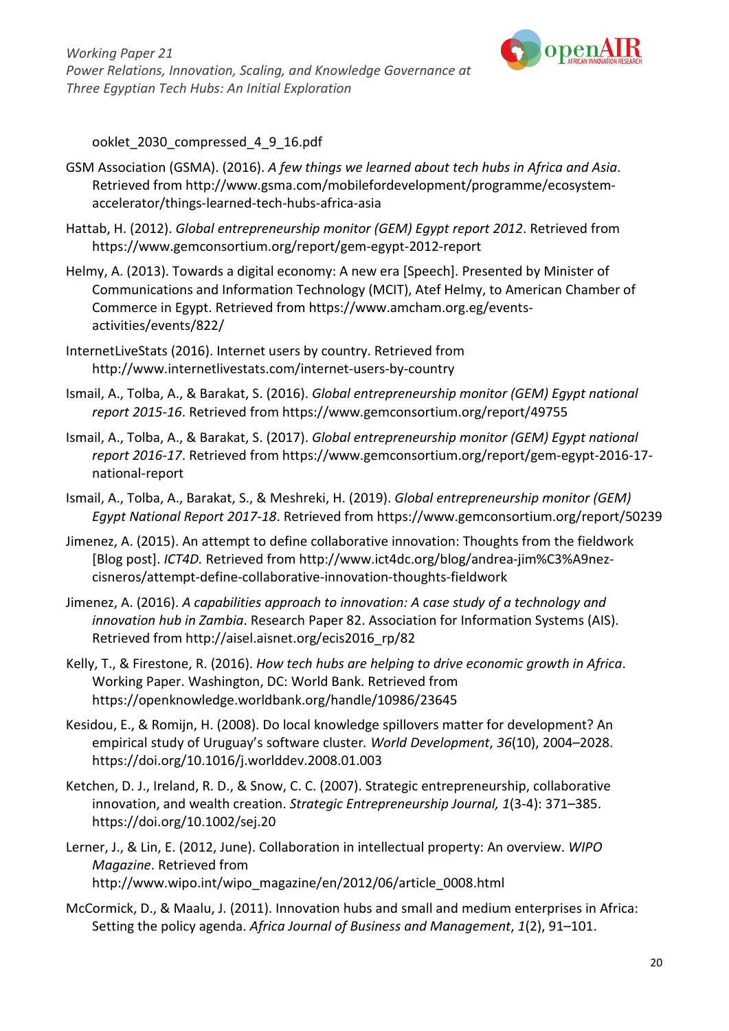ooklet_2030_compressed_4_9_16.pdf

GSM Association (GSMA). (2016). *A few things we learned about tech hubs in Africa and Asia*. Retrieved from http://www.gsma.com/mobilefordevelopment/programme/ecosystem-accelerator/things-learned-tech-hubs-africa-asia

Hattab, H. (2012). *Global entrepreneurship monitor (GEM) Egypt report 2012*. Retrieved from https://www.gemconsortium.org/report/gem-egypt-2012-report

Helmy, A. (2013). Towards a digital economy: A new era [Speech]. Presented by Minister of Communications and Information Technology (MCIT), Atef Helmy, to American Chamber of Commerce in Egypt. Retrieved from https://www.amcham.org.eg/events-activities/events/822/

InternetLiveStats (2016). Internet users by country. Retrieved from http://www.internetlivestats.com/internet-users-by-country

Ismail, A., Tolba, A., & Barakat, S. (2016). *Global entrepreneurship monitor (GEM) Egypt national report 2015-16*. Retrieved from https://www.gemconsortium.org/report/49755

Ismail, A., Tolba, A., & Barakat, S. (2017). *Global entrepreneurship monitor (GEM) Egypt national report 2016-17*. Retrieved from https://www.gemconsortium.org/report/gem-egypt-2016-17-national-report

Ismail, A., Tolba, A., Barakat, S., & Meshreki, H. (2019). *Global entrepreneurship monitor (GEM) Egypt National Report 2017-18*. Retrieved from https://www.gemconsortium.org/report/50239

Jimenez, A. (2015). An attempt to define collaborative innovation: Thoughts from the fieldwork [Blog post]. *ICT4D.* Retrieved from http://www.ict4dc.org/blog/andrea-jim%C3%A9nez-cisneros/attempt-define-collaborative-innovation-thoughts-fieldwork

Jimenez, A. (2016). *A capabilities approach to innovation: A case study of a technology and innovation hub in Zambia*. Research Paper 82. Association for Information Systems (AIS). Retrieved from http://aisel.aisnet.org/ecis2016_rp/82

Kelly, T., & Firestone, R. (2016). *How tech hubs are helping to drive economic growth in Africa*. Working Paper. Washington, DC: World Bank. Retrieved from https://openknowledge.worldbank.org/handle/10986/23645

Kesidou, E., & Romijn, H. (2008). Do local knowledge spillovers matter for development? An empirical study of Uruguay's software cluster. *World Development*, *36*(10), 2004–2028. https://doi.org/10.1016/j.worlddev.2008.01.003

Ketchen, D. J., Ireland, R. D., & Snow, C. C. (2007). Strategic entrepreneurship, collaborative innovation, and wealth creation. *Strategic Entrepreneurship Journal, 1*(3-4): 371–385. https://doi.org/10.1002/sej.20

Lerner, J., & Lin, E. (2012, June). Collaboration in intellectual property: An overview. *WIPO Magazine*. Retrieved from http://www.wipo.int/wipo_magazine/en/2012/06/article_0008.html

McCormick, D., & Maalu, J. (2011). Innovation hubs and small and medium enterprises in Africa: Setting the policy agenda. *Africa Journal of Business and Management*, *1*(2), 91–101.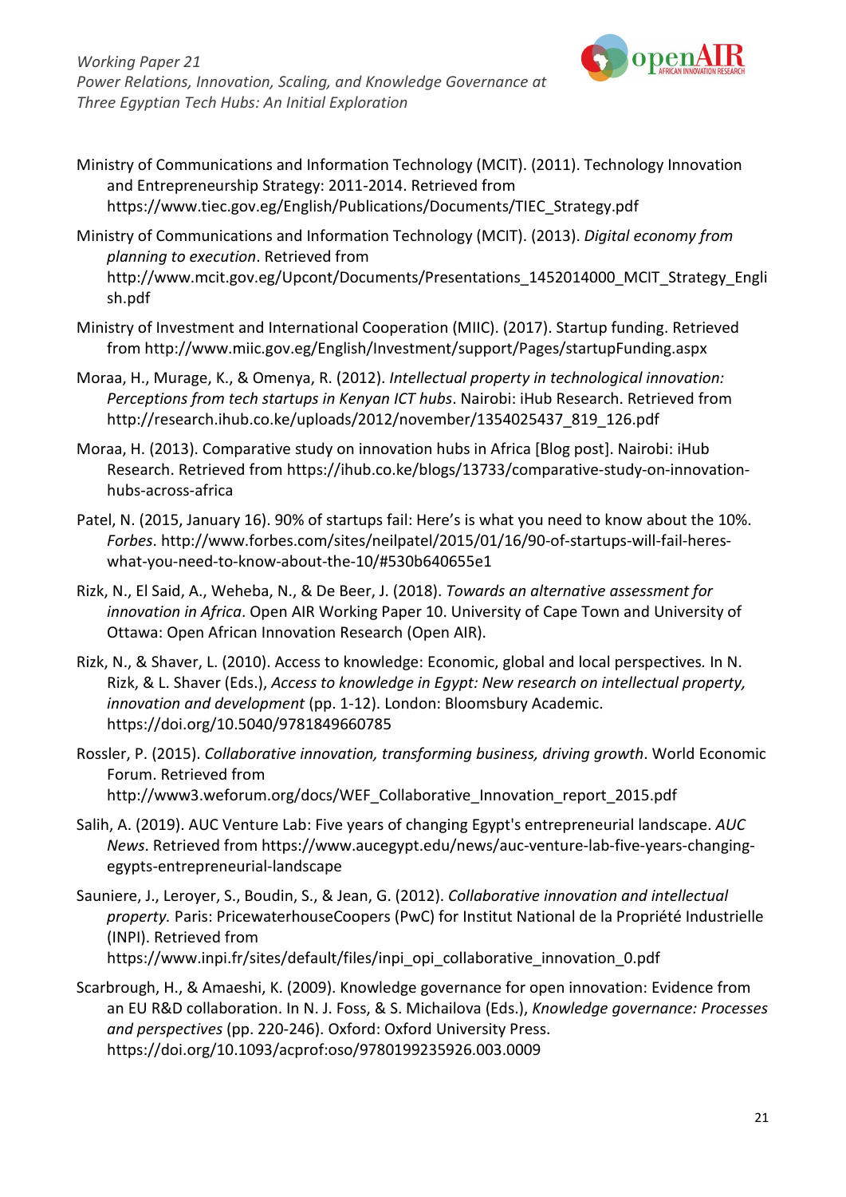Ministry of Communications and Information Technology (MCIT). (2011). Technology Innovation and Entrepreneurship Strategy: 2011-2014. Retrieved from https://www.tiec.gov.eg/English/Publications/Documents/TIEC_Strategy.pdf

Ministry of Communications and Information Technology (MCIT). (2013). *Digital economy from planning to execution*. Retrieved from http://www.mcit.gov.eg/Upcont/Documents/Presentations_1452014000_MCIT_Strategy_English.pdf

Ministry of Investment and International Cooperation (MIIC). (2017). Startup funding. Retrieved from http://www.miic.gov.eg/English/Investment/support/Pages/startupFunding.aspx

Moraa, H., Murage, K., & Omenya, R. (2012). *Intellectual property in technological innovation: Perceptions from tech startups in Kenyan ICT hubs*. Nairobi: iHub Research. Retrieved from http://research.ihub.co.ke/uploads/2012/november/1354025437_819_126.pdf

Moraa, H. (2013). Comparative study on innovation hubs in Africa [Blog post]. Nairobi: iHub Research. Retrieved from https://ihub.co.ke/blogs/13733/comparative-study-on-innovation-hubs-across-africa

Patel, N. (2015, January 16). 90% of startups fail: Here's is what you need to know about the 10%. *Forbes*. http://www.forbes.com/sites/neilpatel/2015/01/16/90-of-startups-will-fail-heres-what-you-need-to-know-about-the-10/#530b640655e1

Rizk, N., El Said, A., Weheba, N., & De Beer, J. (2018). *Towards an alternative assessment for innovation in Africa*. Open AIR Working Paper 10. University of Cape Town and University of Ottawa: Open African Innovation Research (Open AIR).

Rizk, N., & Shaver, L. (2010). Access to knowledge: Economic, global and local perspectives. In N. Rizk, & L. Shaver (Eds.), *Access to knowledge in Egypt: New research on intellectual property, innovation and development* (pp. 1-12). London: Bloomsbury Academic. https://doi.org/10.5040/9781849660785

Rossler, P. (2015). *Collaborative innovation, transforming business, driving growth*. World Economic Forum. Retrieved from http://www3.weforum.org/docs/WEF_Collaborative_Innovation_report_2015.pdf

Salih, A. (2019). AUC Venture Lab: Five years of changing Egypt's entrepreneurial landscape. *AUC News*. Retrieved from https://www.aucegypt.edu/news/auc-venture-lab-five-years-changing-egypts-entrepreneurial-landscape

Sauniere, J., Leroyer, S., Boudin, S., & Jean, G. (2012). *Collaborative innovation and intellectual property.* Paris: PricewaterhouseCoopers (PwC) for Institut National de la Propriété Industrielle (INPI). Retrieved from https://www.inpi.fr/sites/default/files/inpi_opi_collaborative_innovation_0.pdf

Scarbrough, H., & Amaeshi, K. (2009). Knowledge governance for open innovation: Evidence from an EU R&D collaboration. In N. J. Foss, & S. Michailova (Eds.), *Knowledge governance: Processes and perspectives* (pp. 220-246). Oxford: Oxford University Press. https://doi.org/10.1093/acprof:oso/9780199235926.003.0009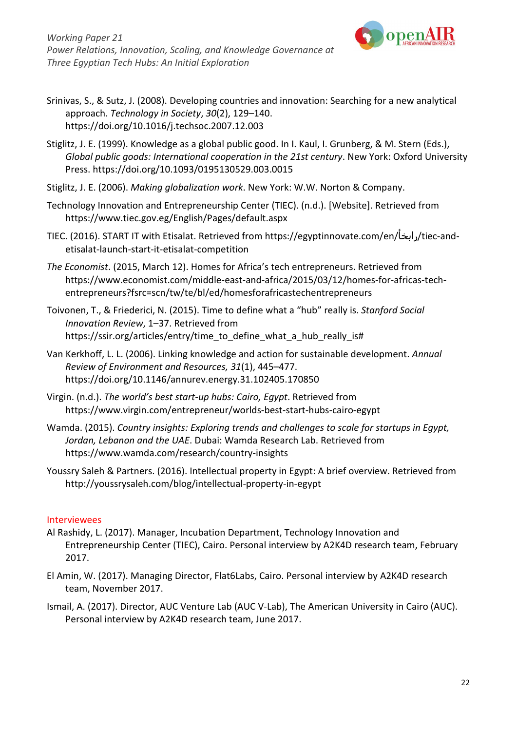Srinivas, S., & Sutz, J. (2008). Developing countries and innovation: Searching for a new analytical approach. *Technology in Society*, *30*(2), 129–140. https://doi.org/10.1016/j.techsoc.2007.12.003

Stiglitz, J. E. (1999). Knowledge as a global public good. In I. Kaul, I. Grunberg, & M. Stern (Eds.), *Global public goods: International cooperation in the 21st century*. New York: Oxford University Press. https://doi.org/10.1093/0195130529.003.0015

Stiglitz, J. E. (2006). *Making globalization work*. New York: W.W. Norton & Company.

Technology Innovation and Entrepreneurship Center (TIEC). (n.d.). [Website]. Retrieved from https://www.tiec.gov.eg/English/Pages/default.aspx

TIEC. (2016). START IT with Etisalat. Retrieved from https://egyptinnovate.com/en/أخبار/tiec-and-etisalat-launch-start-it-etisalat-competition

*The Economist*. (2015, March 12). Homes for Africa's tech entrepreneurs. Retrieved from https://www.economist.com/middle-east-and-africa/2015/03/12/homes-for-africas-tech-entrepreneurs?fsrc=scn/tw/te/bl/ed/homesforafricastechentrepreneurs

Toivonen, T., & Friederici, N. (2015). Time to define what a "hub" really is. *Stanford Social Innovation Review*, 1–37. Retrieved from https://ssir.org/articles/entry/time_to_define_what_a_hub_really_is#

Van Kerkhoff, L. L. (2006). Linking knowledge and action for sustainable development. *Annual Review of Environment and Resources, 31*(1), 445–477. https://doi.org/10.1146/annurev.energy.31.102405.170850

Virgin. (n.d.). *The world's best start-up hubs: Cairo, Egypt*. Retrieved from https://www.virgin.com/entrepreneur/worlds-best-start-hubs-cairo-egypt

Wamda. (2015). *Country insights: Exploring trends and challenges to scale for startups in Egypt, Jordan, Lebanon and the UAE*. Dubai: Wamda Research Lab. Retrieved from https://www.wamda.com/research/country-insights

Youssry Saleh & Partners. (2016). Intellectual property in Egypt: A brief overview. Retrieved from http://youssrysaleh.com/blog/intellectual-property-in-egypt

## Interviewees

Al Rashidy, L. (2017). Manager, Incubation Department, Technology Innovation and Entrepreneurship Center (TIEC), Cairo. Personal interview by A2K4D research team, February 2017.

El Amin, W. (2017). Managing Director, Flat6Labs, Cairo. Personal interview by A2K4D research team, November 2017.

Ismail, A. (2017). Director, AUC Venture Lab (AUC V-Lab), The American University in Cairo (AUC). Personal interview by A2K4D research team, June 2017.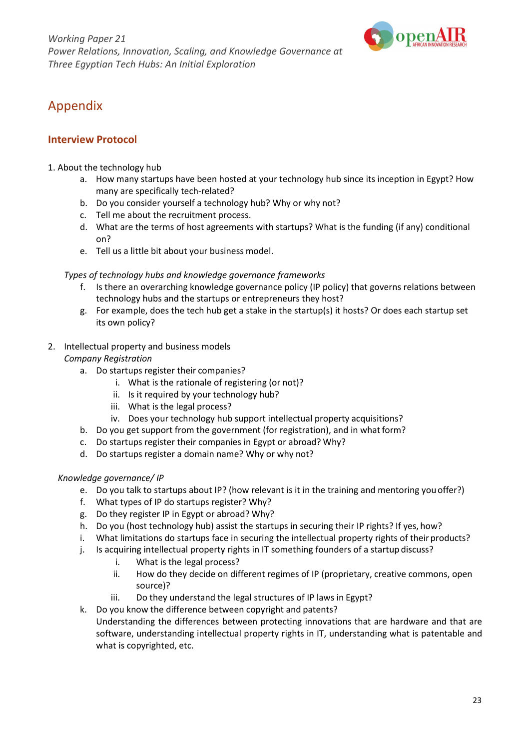# Appendix

## Interview Protocol

1. About the technology hub
    a. How many startups have been hosted at your technology hub since its inception in Egypt? How many are specifically tech-related?
    b. Do you consider yourself a technology hub? Why or why not?
    c. Tell me about the recruitment process.
    d. What are the terms of host agreements with startups? What is the funding (if any) conditional on?
    e. Tell us a little bit about your business model.

    *Types of technology hubs and knowledge governance frameworks*

    f. Is there an overarching knowledge governance policy (IP policy) that governs relations between technology hubs and the startups or entrepreneurs they host?
    g. For example, does the tech hub get a stake in the startup(s) it hosts? Or does each startup set its own policy?

2. Intellectual property and business models

    *Company Registration*

    a. Do startups register their companies?
        i. What is the rationale of registering (or not)?
        ii. Is it required by your technology hub?
        iii. What is the legal process?
        iv. Does your technology hub support intellectual property acquisitions?
    b. Do you get support from the government (for registration), and in what form?
    c. Do startups register their companies in Egypt or abroad? Why?
    d. Do startups register a domain name? Why or why not?

    *Knowledge governance/ IP*

    e. Do you talk to startups about IP? (how relevant is it in the training and mentoring you offer?)
    f. What types of IP do startups register? Why?
    g. Do they register IP in Egypt or abroad? Why?
    h. Do you (host technology hub) assist the startups in securing their IP rights? If yes, how?
    i. What limitations do startups face in securing the intellectual property rights of their products?
    j. Is acquiring intellectual property rights in IT something founders of a startup discuss?
        i. What is the legal process?
        ii. How do they decide on different regimes of IP (proprietary, creative commons, open source)?
        iii. Do they understand the legal structures of IP laws in Egypt?
    k. Do you know the difference between copyright and patents?
    Understanding the differences between protecting innovations that are hardware and that are software, understanding intellectual property rights in IT, understanding what is patentable and what is copyrighted, etc.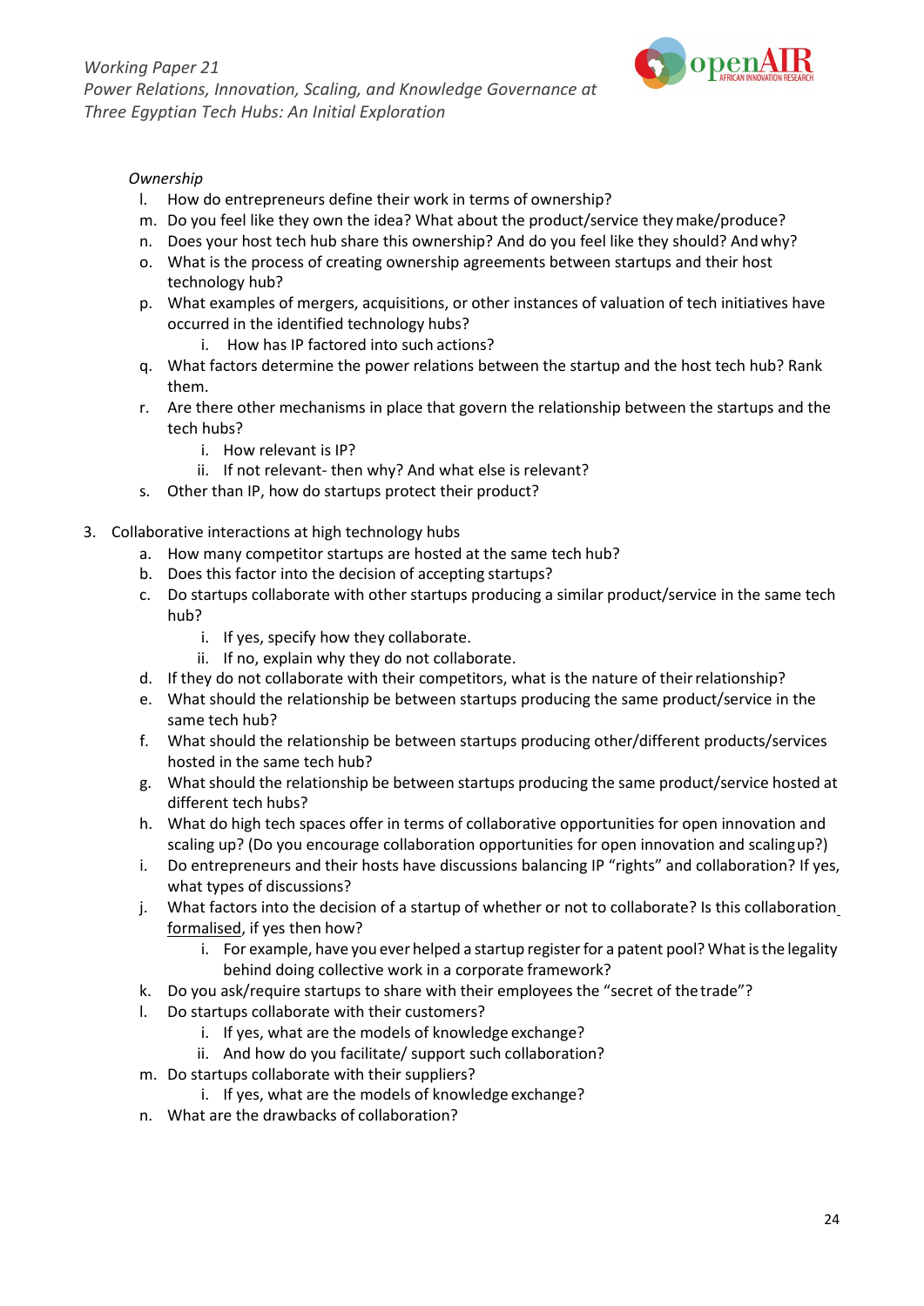*Ownership*

l. How do entrepreneurs define their work in terms of ownership?
m. Do you feel like they own the idea? What about the product/service they make/produce?
n. Does your host tech hub share this ownership? And do you feel like they should? And why?
o. What is the process of creating ownership agreements between startups and their host technology hub?
p. What examples of mergers, acquisitions, or other instances of valuation of tech initiatives have occurred in the identified technology hubs?
    i. How has IP factored into such actions?
q. What factors determine the power relations between the startup and the host tech hub? Rank them.
r. Are there other mechanisms in place that govern the relationship between the startups and the tech hubs?
    i. How relevant is IP?
    ii. If not relevant- then why? And what else is relevant?
s. Other than IP, how do startups protect their product?

3. Collaborative interactions at high technology hubs
    a. How many competitor startups are hosted at the same tech hub?
    b. Does this factor into the decision of accepting startups?
    c. Do startups collaborate with other startups producing a similar product/service in the same tech hub?
        i. If yes, specify how they collaborate.
        ii. If no, explain why they do not collaborate.
    d. If they do not collaborate with their competitors, what is the nature of their relationship?
    e. What should the relationship be between startups producing the same product/service in the same tech hub?
    f. What should the relationship be between startups producing other/different products/services hosted in the same tech hub?
    g. What should the relationship be between startups producing the same product/service hosted at different tech hubs?
    h. What do high tech spaces offer in terms of collaborative opportunities for open innovation and scaling up? (Do you encourage collaboration opportunities for open innovation and scaling up?)
    i. Do entrepreneurs and their hosts have discussions balancing IP "rights" and collaboration? If yes, what types of discussions?
    j. What factors into the decision of a startup of whether or not to collaborate? Is this collaboration formalised, if yes then how?
        i. For example, have you ever helped a startup register for a patent pool? What is the legality behind doing collective work in a corporate framework?
    k. Do you ask/require startups to share with their employees the "secret of the trade"?
    l. Do startups collaborate with their customers?
        i. If yes, what are the models of knowledge exchange?
        ii. And how do you facilitate/ support such collaboration?
    m. Do startups collaborate with their suppliers?
        i. If yes, what are the models of knowledge exchange?
    n. What are the drawbacks of collaboration?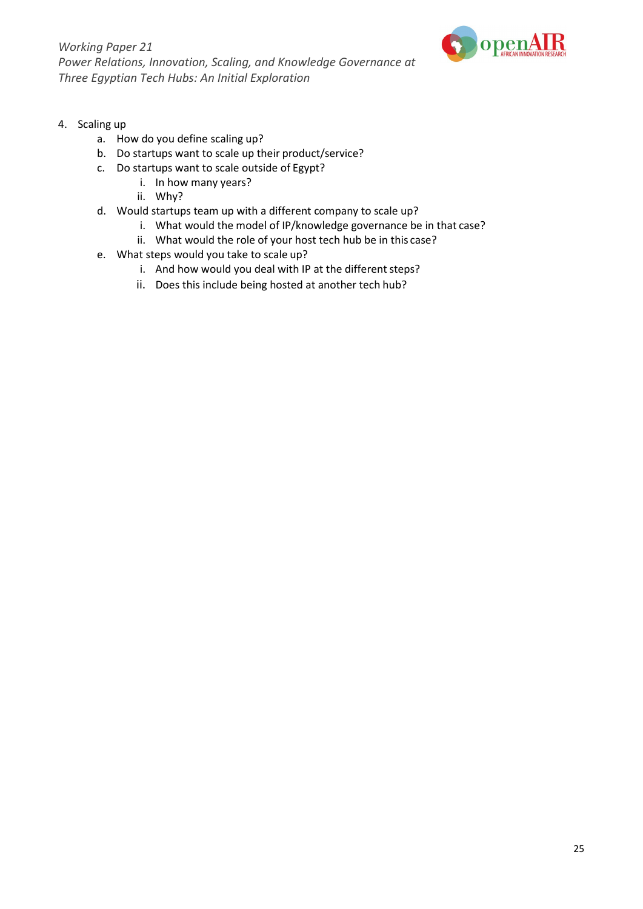4. Scaling up
    a. How do you define scaling up?
    b. Do startups want to scale up their product/service?
    c. Do startups want to scale outside of Egypt?
        i. In how many years?
        ii. Why?
    d. Would startups team up with a different company to scale up?
        i. What would the model of IP/knowledge governance be in that case?
        ii. What would the role of your host tech hub be in this case?
    e. What steps would you take to scale up?
        i. And how would you deal with IP at the different steps?
        ii. Does this include being hosted at another tech hub?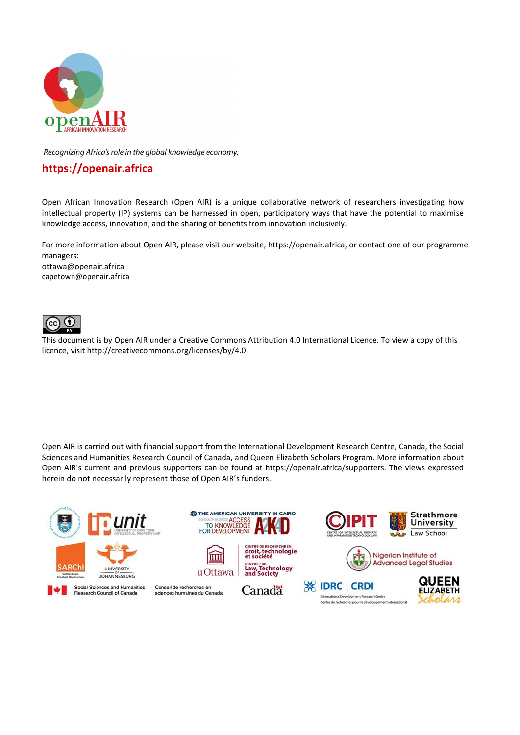*Recognizing Africa's role in the global knowledge economy.*

**https://openair.africa**

Open African Innovation Research (Open AIR) is a unique collaborative network of researchers investigating how intellectual property (IP) systems can be harnessed in open, participatory ways that have the potential to maximise knowledge access, innovation, and the sharing of benefits from innovation inclusively.

For more information about Open AIR, please visit our website, https://openair.africa, or contact one of our programme managers:
ottawa@openair.africa
capetown@openair.africa

This document is by Open AIR under a Creative Commons Attribution 4.0 International Licence. To view a copy of this licence, visit http://creativecommons.org/licenses/by/4.0

Open AIR is carried out with financial support from the International Development Research Centre, Canada, the Social Sciences and Humanities Research Council of Canada, and Queen Elizabeth Scholars Program. More information about Open AIR's current and previous supporters can be found at https://openair.africa/supporters. The views expressed herein do not necessarily represent those of Open AIR's funders.